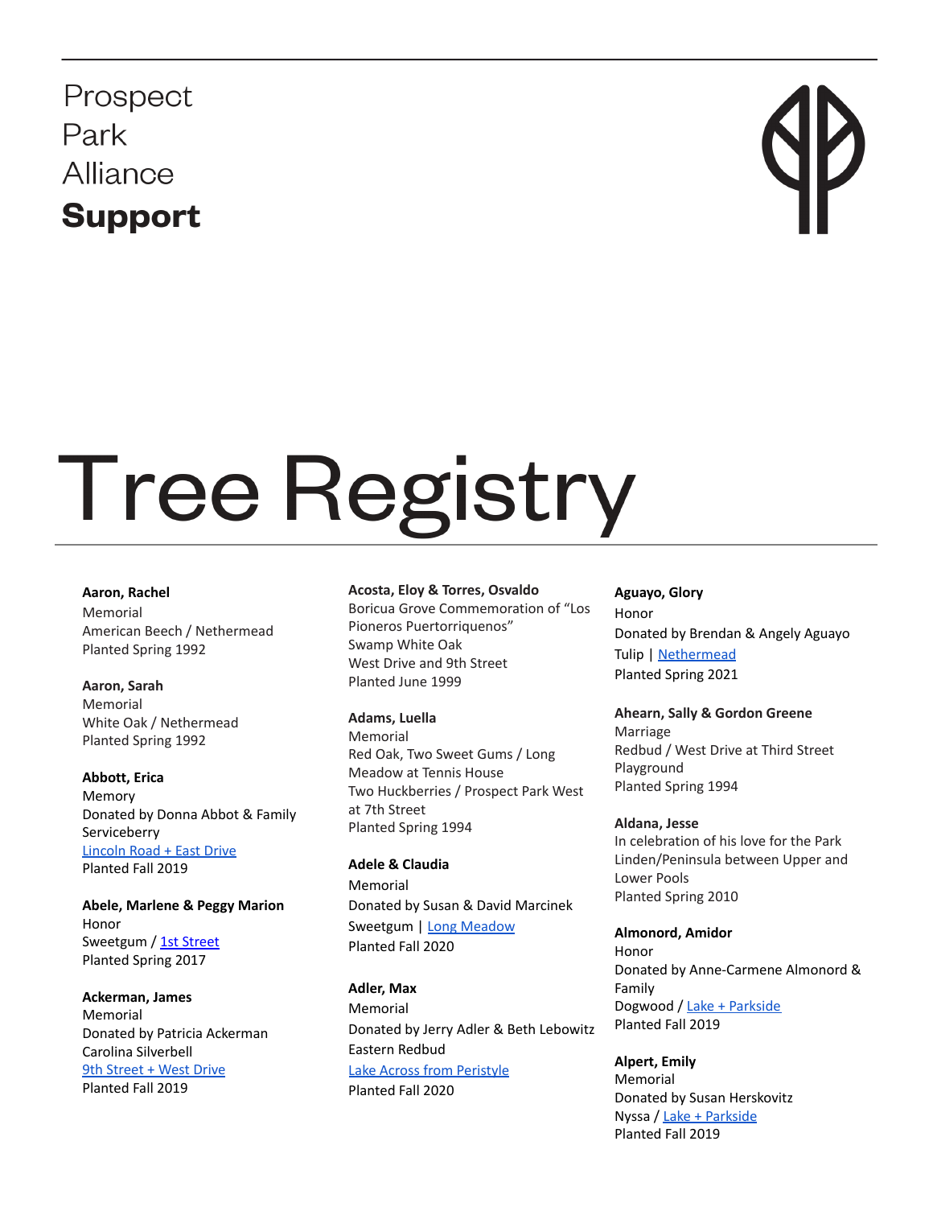Prospect
Park
Alliance
**Support**

# Tree Registry

**Aaron, Rachel**
Memorial
American Beech / Nethermead
Planted Spring 1992

**Aaron, Sarah**
Memorial
White Oak / Nethermead
Planted Spring 1992

**Abbott, Erica**
Memory
Donated by Donna Abbot & Family
Serviceberry
Lincoln Road + East Drive
Planted Fall 2019

**Abele, Marlene & Peggy Marion**
Honor
Sweetgum / 1st Street
Planted Spring 2017

**Ackerman, James**
Memorial
Donated by Patricia Ackerman
Carolina Silverbell
9th Street + West Drive
Planted Fall 2019

**Acosta, Eloy & Torres, Osvaldo**
Boricua Grove Commemoration of "Los Pioneros Puertorriquenos"
Swamp White Oak
West Drive and 9th Street
Planted June 1999

**Adams, Luella**
Memorial
Red Oak, Two Sweet Gums / Long Meadow at Tennis House
Two Huckberries / Prospect Park West at 7th Street
Planted Spring 1994

**Adele & Claudia**
Memorial
Donated by Susan & David Marcinek
Sweetgum | Long Meadow
Planted Fall 2020

**Adler, Max**
Memorial
Donated by Jerry Adler & Beth Lebowitz
Eastern Redbud
Lake Across from Peristyle
Planted Fall 2020

**Aguayo, Glory**
Honor
Donated by Brendan & Angely Aguayo
Tulip | Nethermead
Planted Spring 2021

**Ahearn, Sally & Gordon Greene**
Marriage
Redbud / West Drive at Third Street Playground
Planted Spring 1994

**Aldana, Jesse**
In celebration of his love for the Park
Linden/Peninsula between Upper and Lower Pools
Planted Spring 2010

**Almonord, Amidor**
Honor
Donated by Anne-Carmene Almonord & Family
Dogwood / Lake + Parkside
Planted Fall 2019

**Alpert, Emily**
Memorial
Donated by Susan Herskovitz
Nyssa / Lake + Parkside
Planted Fall 2019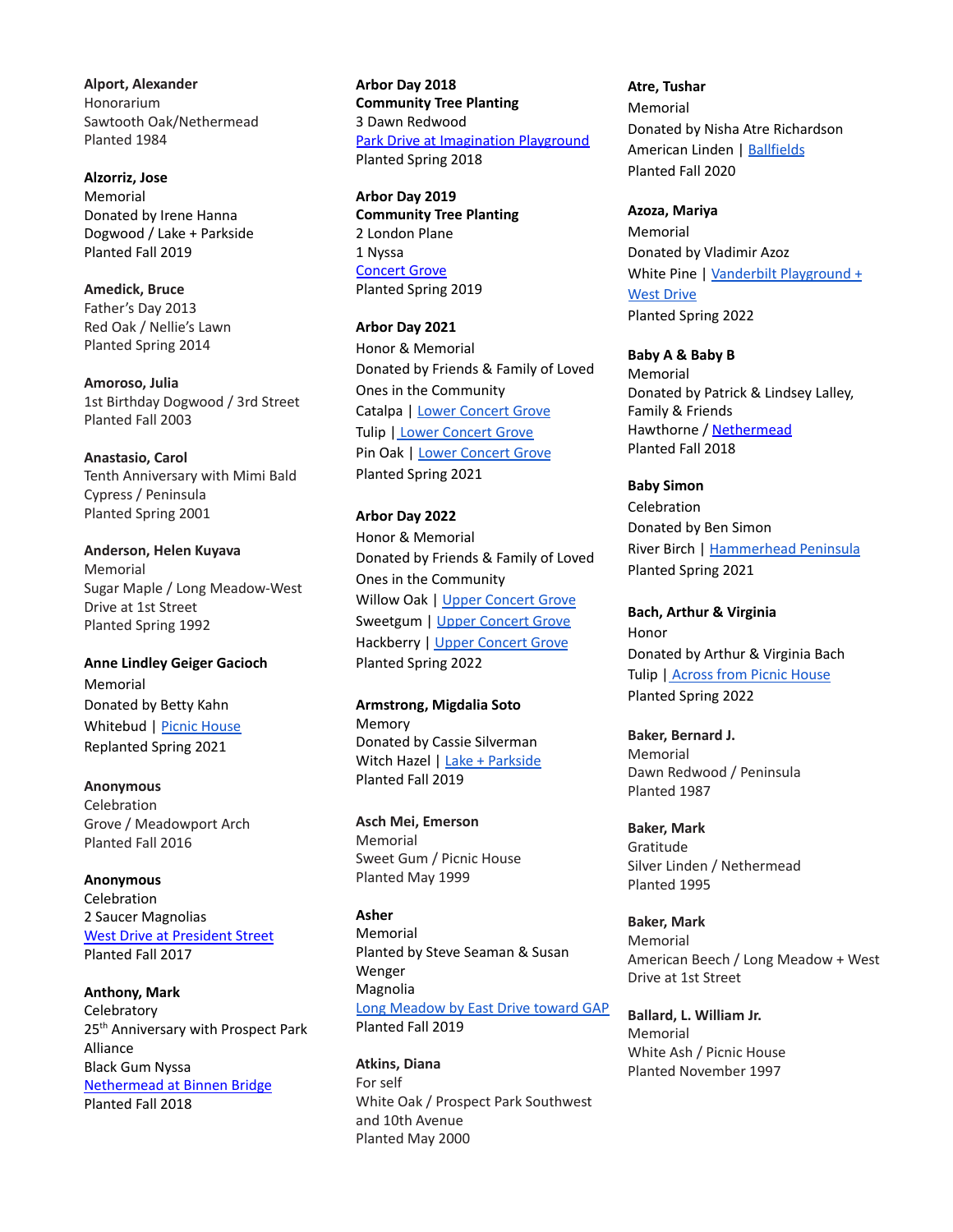**Alport, Alexander**
Honorarium
Sawtooth Oak/Nethermead
Planted 1984

**Alzorriz, Jose**
Memorial
Donated by Irene Hanna
Dogwood / Lake + Parkside
Planted Fall 2019

**Amedick, Bruce**
Father's Day 2013
Red Oak / Nellie's Lawn
Planted Spring 2014

**Amoroso, Julia**
1st Birthday Dogwood / 3rd Street
Planted Fall 2003

**Anastasio, Carol**
Tenth Anniversary with Mimi Bald
Cypress / Peninsula
Planted Spring 2001

**Anderson, Helen Kuyava**
Memorial
Sugar Maple / Long Meadow-West
Drive at 1st Street
Planted Spring 1992

**Anne Lindley Geiger Gacioch**
Memorial
Donated by Betty Kahn
Whitebud | Picnic House
Replanted Spring 2021

**Anonymous**
Celebration
Grove / Meadowport Arch
Planted Fall 2016

**Anonymous**
Celebration
2 Saucer Magnolias
West Drive at President Street
Planted Fall 2017

**Anthony, Mark**
Celebratory
25th Anniversary with Prospect Park
Alliance
Black Gum Nyssa
Nethermead at Binnen Bridge
Planted Fall 2018

**Arbor Day 2018**
**Community Tree Planting**
3 Dawn Redwood
Park Drive at Imagination Playground
Planted Spring 2018

**Arbor Day 2019**
**Community Tree Planting**
2 London Plane
1 Nyssa
Concert Grove
Planted Spring 2019

**Arbor Day 2021**
Honor & Memorial
Donated by Friends & Family of Loved
Ones in the Community
Catalpa | Lower Concert Grove
Tulip | Lower Concert Grove
Pin Oak | Lower Concert Grove
Planted Spring 2021

**Arbor Day 2022**
Honor & Memorial
Donated by Friends & Family of Loved
Ones in the Community
Willow Oak | Upper Concert Grove
Sweetgum | Upper Concert Grove
Hackberry | Upper Concert Grove
Planted Spring 2022

**Armstrong, Migdalia Soto**
Memory
Donated by Cassie Silverman
Witch Hazel | Lake + Parkside
Planted Fall 2019

**Asch Mei, Emerson**
Memorial
Sweet Gum / Picnic House
Planted May 1999

**Asher**
Memorial
Planted by Steve Seaman & Susan
Wenger
Magnolia
Long Meadow by East Drive toward GAP
Planted Fall 2019

**Atkins, Diana**
For self
White Oak / Prospect Park Southwest
and 10th Avenue
Planted May 2000

**Atre, Tushar**
Memorial
Donated by Nisha Atre Richardson
American Linden | Ballfields
Planted Fall 2020

**Azoza, Mariya**
Memorial
Donated by Vladimir Azoz
White Pine | Vanderbilt Playground +
West Drive
Planted Spring 2022

**Baby A & Baby B**
Memorial
Donated by Patrick & Lindsey Lalley,
Family & Friends
Hawthorne / Nethermead
Planted Fall 2018

**Baby Simon**
Celebration
Donated by Ben Simon
River Birch | Hammerhead Peninsula
Planted Spring 2021

**Bach, Arthur & Virginia**
Honor
Donated by Arthur & Virginia Bach
Tulip | Across from Picnic House
Planted Spring 2022

**Baker, Bernard J.**
Memorial
Dawn Redwood / Peninsula
Planted 1987

**Baker, Mark**
Gratitude
Silver Linden / Nethermead
Planted 1995

**Baker, Mark**
Memorial
American Beech / Long Meadow + West
Drive at 1st Street

**Ballard, L. William Jr.**
Memorial
White Ash / Picnic House
Planted November 1997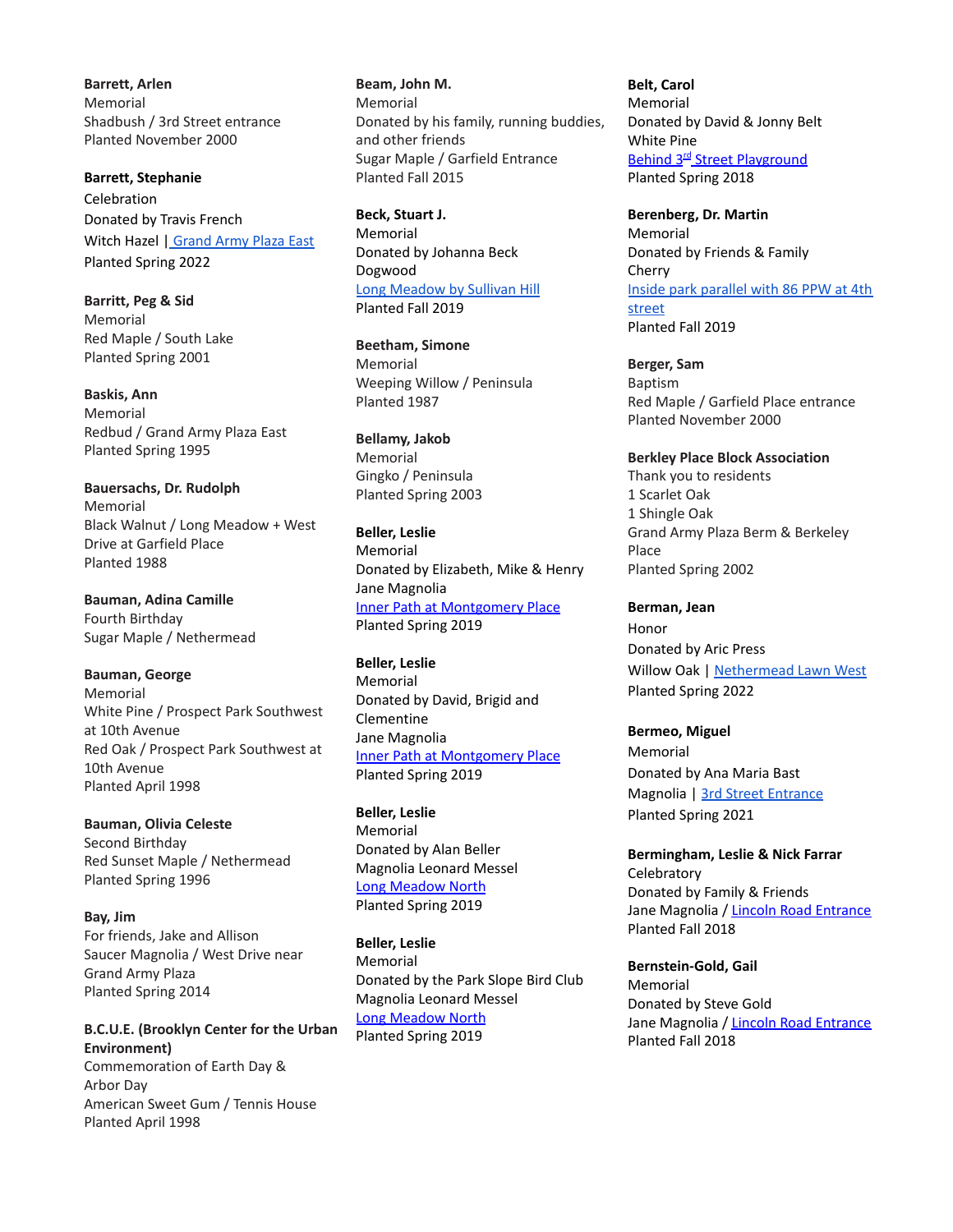**Barrett, Arlen**
Memorial
Shadbush / 3rd Street entrance
Planted November 2000

**Barrett, Stephanie**
Celebration
Donated by Travis French
Witch Hazel | Grand Army Plaza East
Planted Spring 2022

**Barritt, Peg & Sid**
Memorial
Red Maple / South Lake
Planted Spring 2001

**Baskis, Ann**
Memorial
Redbud / Grand Army Plaza East
Planted Spring 1995

**Bauersachs, Dr. Rudolph**
Memorial
Black Walnut / Long Meadow + West Drive at Garfield Place
Planted 1988

**Bauman, Adina Camille**
Fourth Birthday
Sugar Maple / Nethermead

**Bauman, George**
Memorial
White Pine / Prospect Park Southwest at 10th Avenue
Red Oak / Prospect Park Southwest at 10th Avenue
Planted April 1998

**Bauman, Olivia Celeste**
Second Birthday
Red Sunset Maple / Nethermead
Planted Spring 1996

**Bay, Jim**
For friends, Jake and Allison
Saucer Magnolia / West Drive near Grand Army Plaza
Planted Spring 2014

**B.C.U.E. (Brooklyn Center for the Urban Environment)**
Commemoration of Earth Day & Arbor Day
American Sweet Gum / Tennis House
Planted April 1998

**Beam, John M.**
Memorial
Donated by his family, running buddies, and other friends
Sugar Maple / Garfield Entrance
Planted Fall 2015

**Beck, Stuart J.**
Memorial
Donated by Johanna Beck
Dogwood
Long Meadow by Sullivan Hill
Planted Fall 2019

**Beetham, Simone**
Memorial
Weeping Willow / Peninsula
Planted 1987

**Bellamy, Jakob**
Memorial
Gingko / Peninsula
Planted Spring 2003

**Beller, Leslie**
Memorial
Donated by Elizabeth, Mike & Henry
Jane Magnolia
Inner Path at Montgomery Place
Planted Spring 2019

**Beller, Leslie**
Memorial
Donated by David, Brigid and Clementine
Jane Magnolia
Inner Path at Montgomery Place
Planted Spring 2019

**Beller, Leslie**
Memorial
Donated by Alan Beller
Magnolia Leonard Messel
Long Meadow North
Planted Spring 2019

**Beller, Leslie**
Memorial
Donated by the Park Slope Bird Club
Magnolia Leonard Messel
Long Meadow North
Planted Spring 2019

**Belt, Carol**
Memorial
Donated by David & Jonny Belt
White Pine
Behind 3rd Street Playground
Planted Spring 2018

**Berenberg, Dr. Martin**
Memorial
Donated by Friends & Family
Cherry
Inside park parallel with 86 PPW at 4th street
Planted Fall 2019

**Berger, Sam**
Baptism
Red Maple / Garfield Place entrance
Planted November 2000

**Berkley Place Block Association**
Thank you to residents
1 Scarlet Oak
1 Shingle Oak
Grand Army Plaza Berm & Berkeley Place
Planted Spring 2002

**Berman, Jean**
Honor
Donated by Aric Press
Willow Oak | Nethermead Lawn West
Planted Spring 2022

**Bermeo, Miguel**
Memorial
Donated by Ana Maria Bast
Magnolia | 3rd Street Entrance
Planted Spring 2021

**Bermingham, Leslie & Nick Farrar**
Celebratory
Donated by Family & Friends
Jane Magnolia / Lincoln Road Entrance
Planted Fall 2018

**Bernstein-Gold, Gail**
Memorial
Donated by Steve Gold
Jane Magnolia / Lincoln Road Entrance
Planted Fall 2018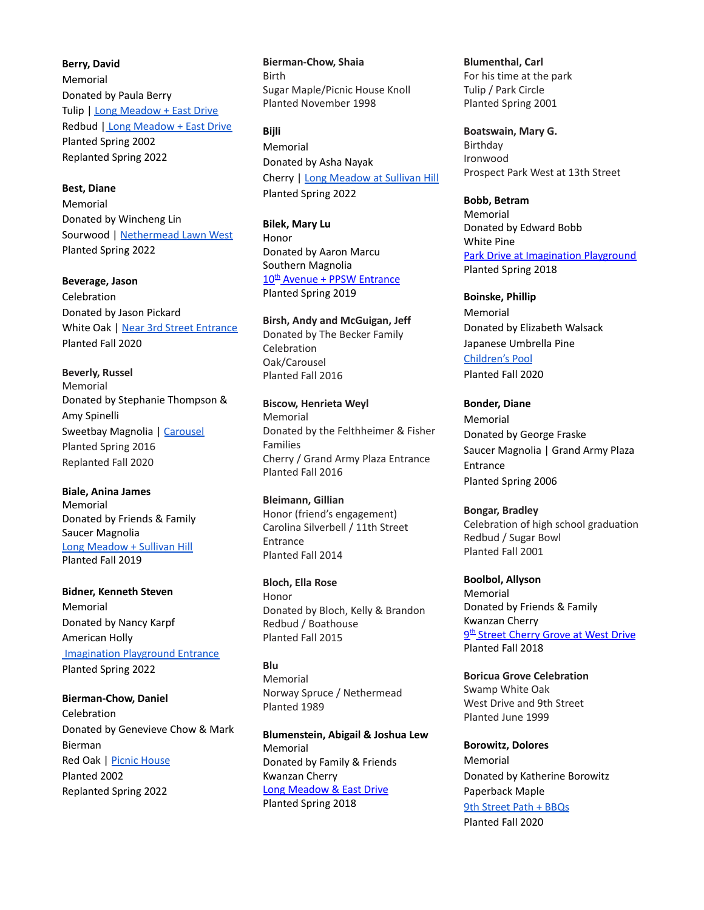**Berry, David**
Memorial
Donated by Paula Berry
Tulip | Long Meadow + East Drive
Redbud | Long Meadow + East Drive
Planted Spring 2002
Replanted Spring 2022

**Best, Diane**
Memorial
Donated by Wincheng Lin
Sourwood | Nethermead Lawn West
Planted Spring 2022

**Beverage, Jason**
Celebration
Donated by Jason Pickard
White Oak | Near 3rd Street Entrance
Planted Fall 2020

**Beverly, Russel**
Memorial
Donated by Stephanie Thompson & Amy Spinelli
Sweetbay Magnolia | Carousel
Planted Spring 2016
Replanted Fall 2020

**Biale, Anina James**
Memorial
Donated by Friends & Family
Saucer Magnolia
Long Meadow + Sullivan Hill
Planted Fall 2019

**Bidner, Kenneth Steven**
Memorial
Donated by Nancy Karpf
American Holly
Imagination Playground Entrance
Planted Spring 2022

**Bierman-Chow, Daniel**
Celebration
Donated by Genevieve Chow & Mark Bierman
Red Oak | Picnic House
Planted 2002
Replanted Spring 2022

**Bierman-Chow, Shaia**
Birth
Sugar Maple/Picnic House Knoll
Planted November 1998

**Bijli**
Memorial
Donated by Asha Nayak
Cherry | Long Meadow at Sullivan Hill
Planted Spring 2022

**Bilek, Mary Lu**
Honor
Donated by Aaron Marcu
Southern Magnolia
10th Avenue + PPSW Entrance
Planted Spring 2019

**Birsh, Andy and McGuigan, Jeff**
Donated by The Becker Family
Celebration
Oak/Carousel
Planted Fall 2016

**Biscow, Henrieta Weyl**
Memorial
Donated by the Felthheimer & Fisher Families
Cherry / Grand Army Plaza Entrance
Planted Fall 2016

**Bleimann, Gillian**
Honor (friend's engagement)
Carolina Silverbell / 11th Street Entrance
Planted Fall 2014

**Bloch, Ella Rose**
Honor
Donated by Bloch, Kelly & Brandon
Redbud / Boathouse
Planted Fall 2015

**Blu**
Memorial
Norway Spruce / Nethermead
Planted 1989

**Blumenstein, Abigail & Joshua Lew**
Memorial
Donated by Family & Friends
Kwanzan Cherry
Long Meadow & East Drive
Planted Spring 2018

**Blumenthal, Carl**
For his time at the park
Tulip / Park Circle
Planted Spring 2001

**Boatswain, Mary G.**
Birthday
Ironwood
Prospect Park West at 13th Street

**Bobb, Betram**
Memorial
Donated by Edward Bobb
White Pine
Park Drive at Imagination Playground
Planted Spring 2018

**Boinske, Phillip**
Memorial
Donated by Elizabeth Walsack
Japanese Umbrella Pine
Children's Pool
Planted Fall 2020

**Bonder, Diane**
Memorial
Donated by George Fraske
Saucer Magnolia | Grand Army Plaza Entrance
Planted Spring 2006

**Bongar, Bradley**
Celebration of high school graduation
Redbud / Sugar Bowl
Planted Fall 2001

**Boolbol, Allyson**
Memorial
Donated by Friends & Family
Kwanzan Cherry
9th Street Cherry Grove at West Drive
Planted Fall 2018

**Boricua Grove Celebration**
Swamp White Oak
West Drive and 9th Street
Planted June 1999

**Borowitz, Dolores**
Memorial
Donated by Katherine Borowitz
Paperback Maple
9th Street Path + BBQs
Planted Fall 2020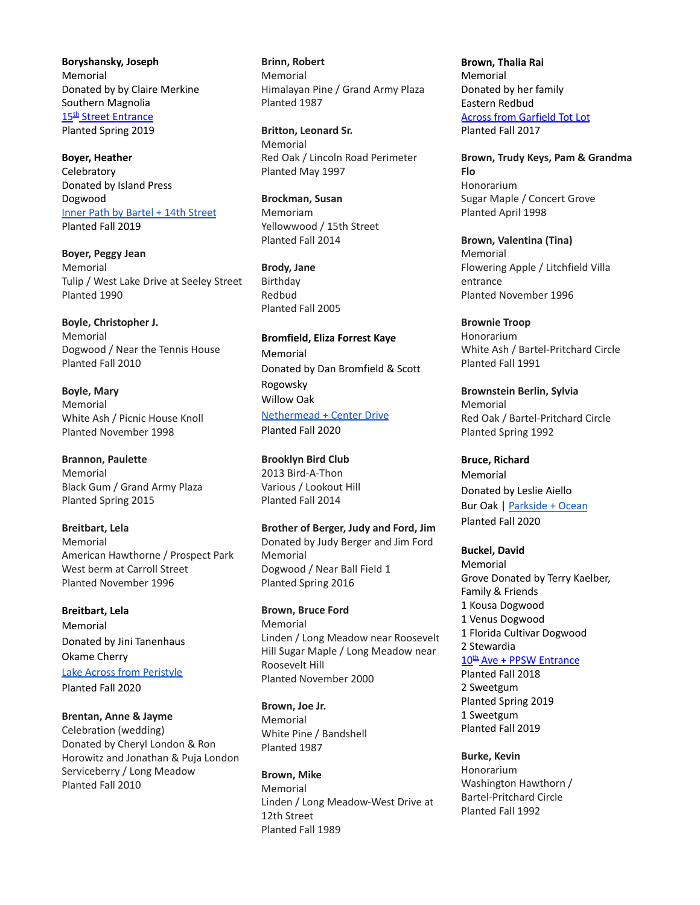**Boryshansky, Joseph**
Memorial
Donated by by Claire Merkine
Southern Magnolia
15th Street Entrance
Planted Spring 2019

**Boyer, Heather**
Celebratory
Donated by Island Press
Dogwood
Inner Path by Bartel + 14th Street
Planted Fall 2019

**Boyer, Peggy Jean**
Memorial
Tulip / West Lake Drive at Seeley Street
Planted 1990

**Boyle, Christopher J.**
Memorial
Dogwood / Near the Tennis House
Planted Fall 2010

**Boyle, Mary**
Memorial
White Ash / Picnic House Knoll
Planted November 1998

**Brannon, Paulette**
Memorial
Black Gum / Grand Army Plaza
Planted Spring 2015

**Breitbart, Lela**
Memorial
American Hawthorne / Prospect Park West berm at Carroll Street
Planted November 1996

**Breitbart, Lela**
Memorial
Donated by Jini Tanenhaus
Okame Cherry
Lake Across from Peristyle
Planted Fall 2020

**Brentan, Anne & Jayme**
Celebration (wedding)
Donated by Cheryl London & Ron Horowitz and Jonathan & Puja London
Serviceberry / Long Meadow
Planted Fall 2010

**Brinn, Robert**
Memorial
Himalayan Pine / Grand Army Plaza
Planted 1987

**Britton, Leonard Sr.**
Memorial
Red Oak / Lincoln Road Perimeter
Planted May 1997

**Brockman, Susan**
Memoriam
Yellowwood / 15th Street
Planted Fall 2014

**Brody, Jane**
Birthday
Redbud
Planted Fall 2005

**Bromfield, Eliza Forrest Kaye**
Memorial
Donated by Dan Bromfield & Scott Rogowsky
Willow Oak
Nethermead + Center Drive
Planted Fall 2020

**Brooklyn Bird Club**
2013 Bird-A-Thon
Various / Lookout Hill
Planted Fall 2014

**Brother of Berger, Judy and Ford, Jim**
Donated by Judy Berger and Jim Ford
Memorial
Dogwood / Near Ball Field 1
Planted Spring 2016

**Brown, Bruce Ford**
Memorial
Linden / Long Meadow near Roosevelt Hill Sugar Maple / Long Meadow near Roosevelt Hill
Planted November 2000

**Brown, Joe Jr.**
Memorial
White Pine / Bandshell
Planted 1987

**Brown, Mike**
Memorial
Linden / Long Meadow-West Drive at 12th Street
Planted Fall 1989

**Brown, Thalia Rai**
Memorial
Donated by her family
Eastern Redbud
Across from Garfield Tot Lot
Planted Fall 2017

**Brown, Trudy Keys, Pam & Grandma Flo**
Honorarium
Sugar Maple / Concert Grove
Planted April 1998

**Brown, Valentina (Tina)**
Memorial
Flowering Apple / Litchfield Villa entrance
Planted November 1996

**Brownie Troop**
Honorarium
White Ash / Bartel-Pritchard Circle
Planted Fall 1991

**Brownstein Berlin, Sylvia**
Memorial
Red Oak / Bartel-Pritchard Circle
Planted Spring 1992

**Bruce, Richard**
Memorial
Donated by Leslie Aiello
Bur Oak | Parkside + Ocean
Planted Fall 2020

**Buckel, David**
Memorial
Grove Donated by Terry Kaelber, Family & Friends
1 Kousa Dogwood
1 Venus Dogwood
1 Florida Cultivar Dogwood
2 Stewardia
10th Ave + PPSW Entrance
Planted Fall 2018
2 Sweetgum
Planted Spring 2019
1 Sweetgum
Planted Fall 2019

**Burke, Kevin**
Honorarium
Washington Hawthorn / Bartel-Pritchard Circle
Planted Fall 1992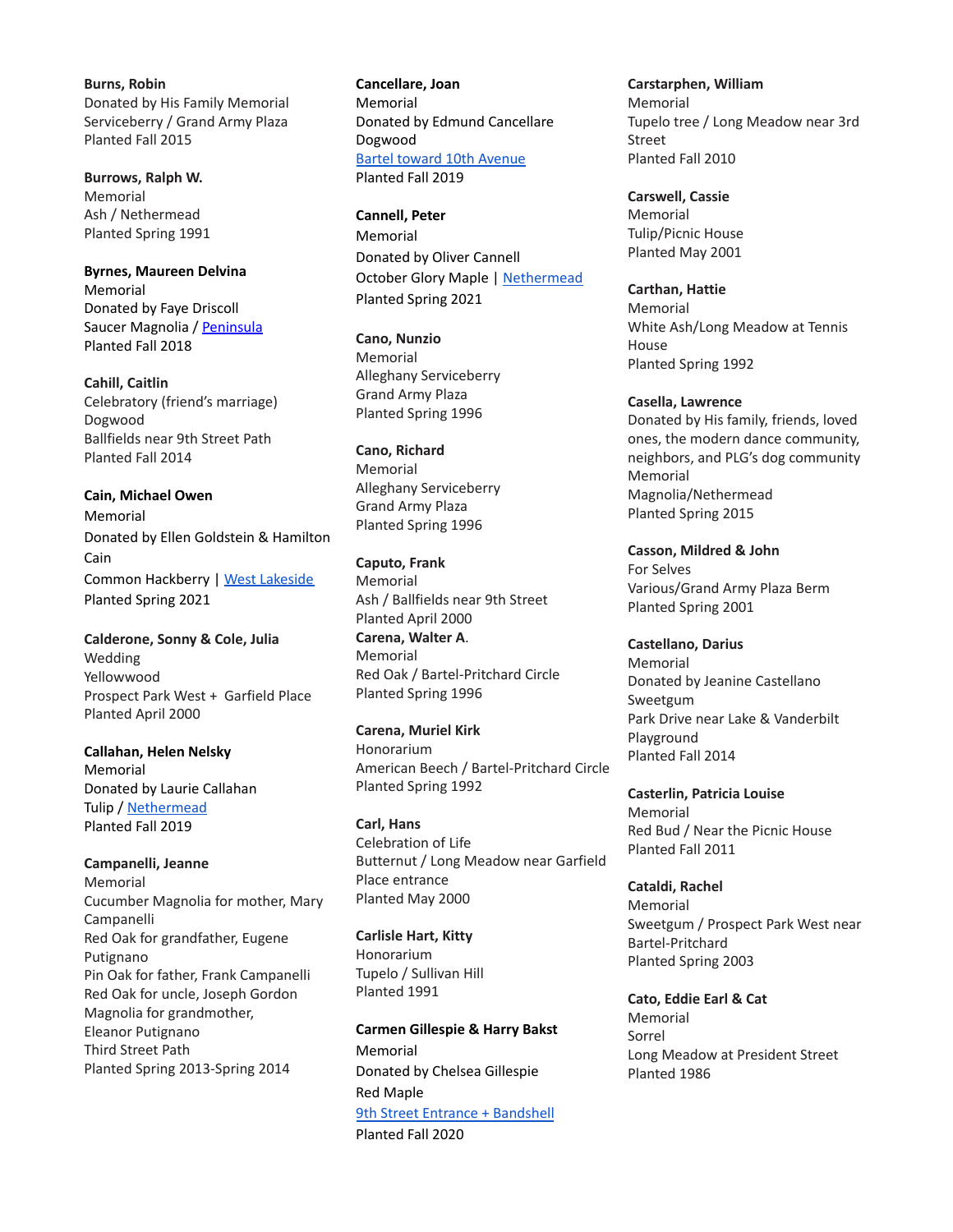**Burns, Robin**
Donated by His Family Memorial
Serviceberry / Grand Army Plaza
Planted Fall 2015

**Burrows, Ralph W.**
Memorial
Ash / Nethermead
Planted Spring 1991

**Byrnes, Maureen Delvina**
Memorial
Donated by Faye Driscoll
Saucer Magnolia / Peninsula
Planted Fall 2018

**Cahill, Caitlin**
Celebratory (friend's marriage)
Dogwood
Ballfields near 9th Street Path
Planted Fall 2014

**Cain, Michael Owen**
Memorial
Donated by Ellen Goldstein & Hamilton Cain
Common Hackberry | West Lakeside
Planted Spring 2021

**Calderone, Sonny & Cole, Julia**
Wedding
Yellowwood
Prospect Park West + Garfield Place
Planted April 2000

**Callahan, Helen Nelsky**
Memorial
Donated by Laurie Callahan
Tulip / Nethermead
Planted Fall 2019

**Campanelli, Jeanne**
Memorial
Cucumber Magnolia for mother, Mary Campanelli
Red Oak for grandfather, Eugene Putignano
Pin Oak for father, Frank Campanelli
Red Oak for uncle, Joseph Gordon
Magnolia for grandmother, Eleanor Putignano
Third Street Path
Planted Spring 2013-Spring 2014

**Cancellare, Joan**
Memorial
Donated by Edmund Cancellare
Dogwood
Bartel toward 10th Avenue
Planted Fall 2019

**Cannell, Peter**
Memorial
Donated by Oliver Cannell
October Glory Maple | Nethermead
Planted Spring 2021

**Cano, Nunzio**
Memorial
Alleghany Serviceberry
Grand Army Plaza
Planted Spring 1996

**Cano, Richard**
Memorial
Alleghany Serviceberry
Grand Army Plaza
Planted Spring 1996

**Caputo, Frank**
Memorial
Ash / Ballfields near 9th Street
Planted April 2000

**Carena, Walter A.**
Memorial
Red Oak / Bartel-Pritchard Circle
Planted Spring 1996

**Carena, Muriel Kirk**
Honorarium
American Beech / Bartel-Pritchard Circle
Planted Spring 1992

**Carl, Hans**
Celebration of Life
Butternut / Long Meadow near Garfield Place entrance
Planted May 2000

**Carlisle Hart, Kitty**
Honorarium
Tupelo / Sullivan Hill
Planted 1991

**Carmen Gillespie & Harry Bakst**
Memorial
Donated by Chelsea Gillespie
Red Maple
9th Street Entrance + Bandshell
Planted Fall 2020

**Carstarphen, William**
Memorial
Tupelo tree / Long Meadow near 3rd Street
Planted Fall 2010

**Carswell, Cassie**
Memorial
Tulip/Picnic House
Planted May 2001

**Carthan, Hattie**
Memorial
White Ash/Long Meadow at Tennis House
Planted Spring 1992

**Casella, Lawrence**
Donated by His family, friends, loved ones, the modern dance community, neighbors, and PLG's dog community
Memorial
Magnolia/Nethermead
Planted Spring 2015

**Casson, Mildred & John**
For Selves
Various/Grand Army Plaza Berm
Planted Spring 2001

**Castellano, Darius**
Memorial
Donated by Jeanine Castellano
Sweetgum
Park Drive near Lake & Vanderbilt Playground
Planted Fall 2014

**Casterlin, Patricia Louise**
Memorial
Red Bud / Near the Picnic House
Planted Fall 2011

**Cataldi, Rachel**
Memorial
Sweetgum / Prospect Park West near Bartel-Pritchard
Planted Spring 2003

**Cato, Eddie Earl & Cat**
Memorial
Sorrel
Long Meadow at President Street
Planted 1986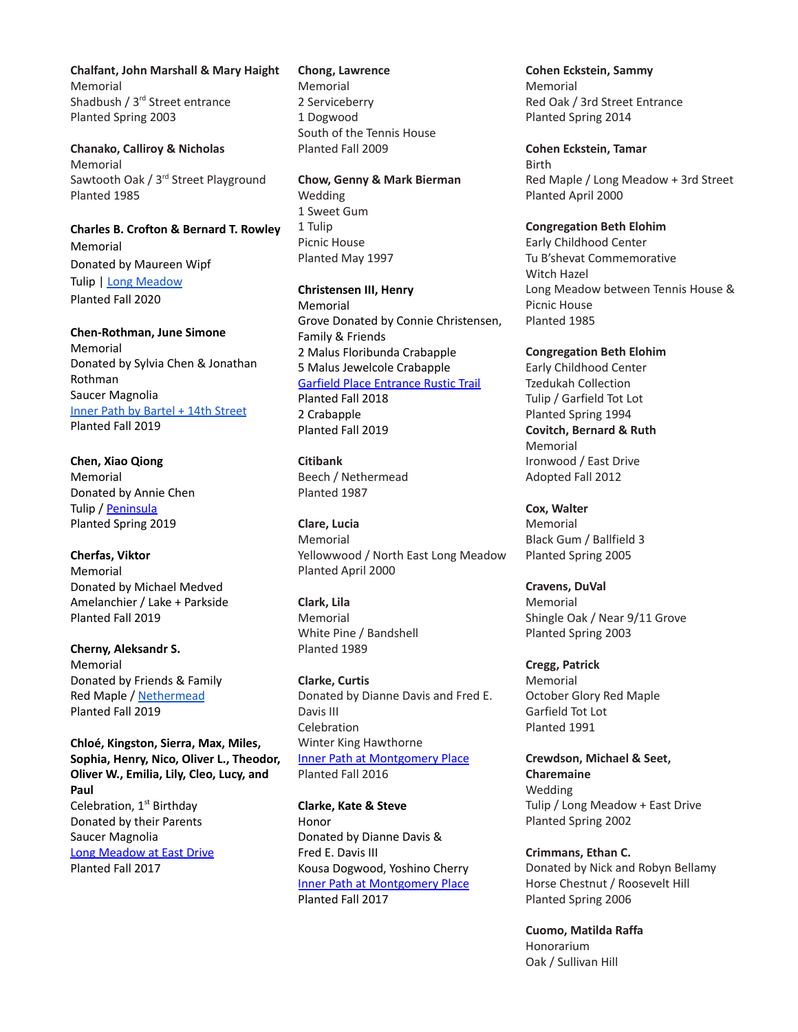**Chalfant, John Marshall & Mary Haight**
Memorial
Shadbush / 3rd Street entrance
Planted Spring 2003

**Chanako, Calliroy & Nicholas**
Memorial
Sawtooth Oak / 3rd Street Playground
Planted 1985

**Charles B. Crofton & Bernard T. Rowley**
Memorial
Donated by Maureen Wipf
Tulip | Long Meadow
Planted Fall 2020

**Chen-Rothman, June Simone**
Memorial
Donated by Sylvia Chen & Jonathan Rothman
Saucer Magnolia
Inner Path by Bartel + 14th Street
Planted Fall 2019

**Chen, Xiao Qiong**
Memorial
Donated by Annie Chen
Tulip / Peninsula
Planted Spring 2019

**Cherfas, Viktor**
Memorial
Donated by Michael Medved
Amelanchier / Lake + Parkside
Planted Fall 2019

**Cherny, Aleksandr S.**
Memorial
Donated by Friends & Family
Red Maple / Nethermead
Planted Fall 2019

**Chloé, Kingston, Sierra, Max, Miles, Sophia, Henry, Nico, Oliver L., Theodor, Oliver W., Emilia, Lily, Cleo, Lucy, and Paul**
Celebration, 1st Birthday
Donated by their Parents
Saucer Magnolia
Long Meadow at East Drive
Planted Fall 2017

**Chong, Lawrence**
Memorial
2 Serviceberry
1 Dogwood
South of the Tennis House
Planted Fall 2009

**Chow, Genny & Mark Bierman**
Wedding
1 Sweet Gum
1 Tulip
Picnic House
Planted May 1997

**Christensen III, Henry**
Memorial
Grove Donated by Connie Christensen, Family & Friends
2 Malus Floribunda Crabapple
5 Malus Jewelcole Crabapple
Garfield Place Entrance Rustic Trail
Planted Fall 2018
2 Crabapple
Planted Fall 2019

**Citibank**
Beech / Nethermead
Planted 1987

**Clare, Lucia**
Memorial
Yellowwood / North East Long Meadow
Planted April 2000

**Clark, Lila**
Memorial
White Pine / Bandshell
Planted 1989

**Clarke, Curtis**
Donated by Dianne Davis and Fred E. Davis III
Celebration
Winter King Hawthorne
Inner Path at Montgomery Place
Planted Fall 2016

**Clarke, Kate & Steve**
Honor
Donated by Dianne Davis & Fred E. Davis III
Kousa Dogwood, Yoshino Cherry
Inner Path at Montgomery Place
Planted Fall 2017

**Cohen Eckstein, Sammy**
Memorial
Red Oak / 3rd Street Entrance
Planted Spring 2014

**Cohen Eckstein, Tamar**
Birth
Red Maple / Long Meadow + 3rd Street
Planted April 2000

**Congregation Beth Elohim**
Early Childhood Center
Tu B'shevat Commemorative
Witch Hazel
Long Meadow between Tennis House & Picnic House
Planted 1985

**Congregation Beth Elohim**
Early Childhood Center
Tzedukah Collection
Tulip / Garfield Tot Lot
Planted Spring 1994

**Covitch, Bernard & Ruth**
Memorial
Ironwood / East Drive
Adopted Fall 2012

**Cox, Walter**
Memorial
Black Gum / Ballfield 3
Planted Spring 2005

**Cravens, DuVal**
Memorial
Shingle Oak / Near 9/11 Grove
Planted Spring 2003

**Cregg, Patrick**
Memorial
October Glory Red Maple
Garfield Tot Lot
Planted 1991

**Crewdson, Michael & Seet, Charemaine**
Wedding
Tulip / Long Meadow + East Drive
Planted Spring 2002

**Crimmans, Ethan C.**
Donated by Nick and Robyn Bellamy
Horse Chestnut / Roosevelt Hill
Planted Spring 2006

**Cuomo, Matilda Raffa**
Honorarium
Oak / Sullivan Hill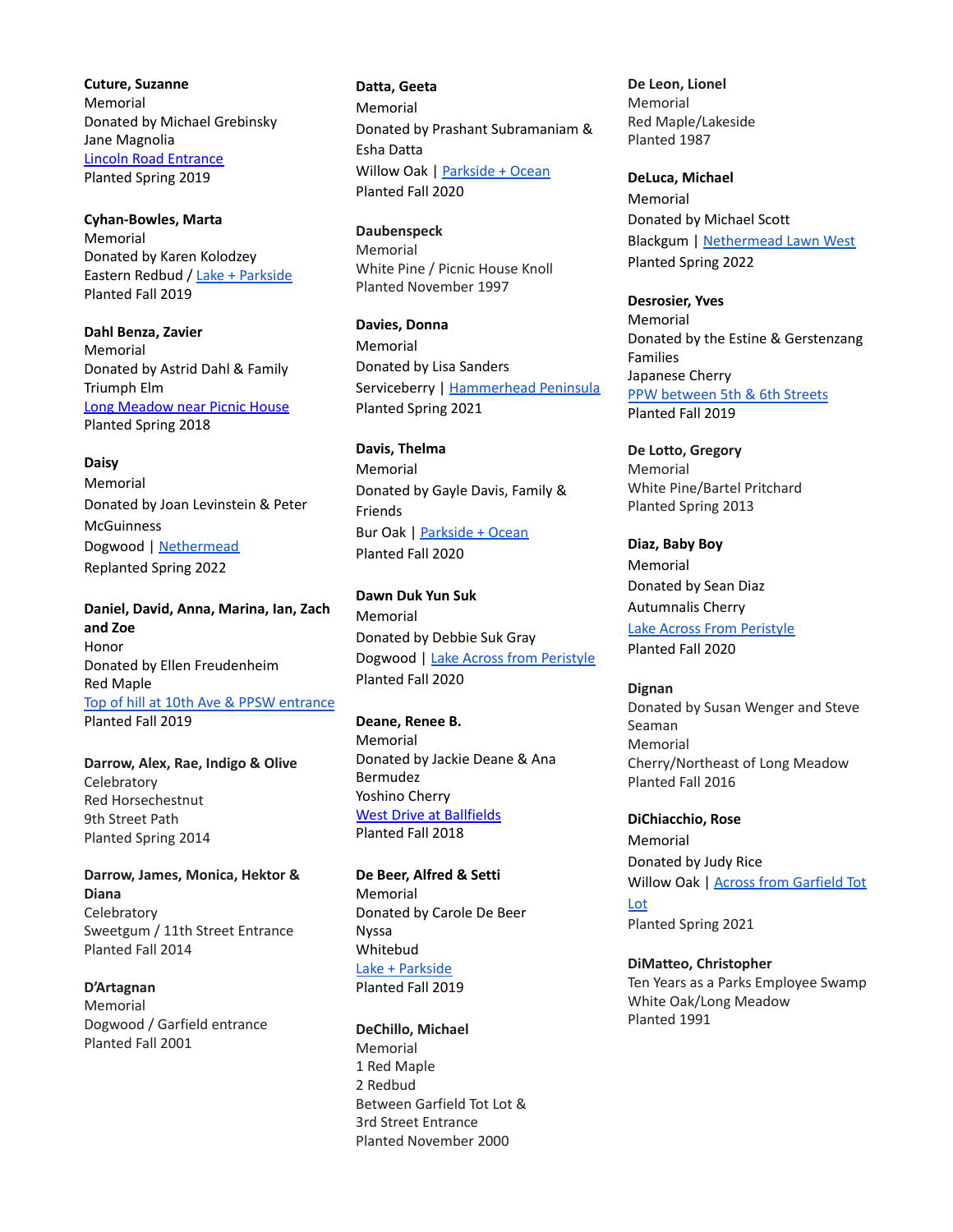**Cuture, Suzanne**
Memorial
Donated by Michael Grebinsky
Jane Magnolia
Lincoln Road Entrance
Planted Spring 2019

**Cyhan-Bowles, Marta**
Memorial
Donated by Karen Kolodzey
Eastern Redbud / Lake + Parkside
Planted Fall 2019

**Dahl Benza, Zavier**
Memorial
Donated by Astrid Dahl & Family
Triumph Elm
Long Meadow near Picnic House
Planted Spring 2018

**Daisy**
Memorial
Donated by Joan Levinstein & Peter McGuinness
Dogwood | Nethermead
Replanted Spring 2022

**Daniel, David, Anna, Marina, Ian, Zach and Zoe**
Honor
Donated by Ellen Freudenheim
Red Maple
Top of hill at 10th Ave & PPSW entrance
Planted Fall 2019

**Darrow, Alex, Rae, Indigo & Olive**
Celebratory
Red Horsechestnut
9th Street Path
Planted Spring 2014

**Darrow, James, Monica, Hektor & Diana**
Celebratory
Sweetgum / 11th Street Entrance
Planted Fall 2014

**D'Artagnan**
Memorial
Dogwood / Garfield entrance
Planted Fall 2001

**Datta, Geeta**
Memorial
Donated by Prashant Subramaniam & Esha Datta
Willow Oak | Parkside + Ocean
Planted Fall 2020

**Daubenspeck**
Memorial
White Pine / Picnic House Knoll
Planted November 1997

**Davies, Donna**
Memorial
Donated by Lisa Sanders
Serviceberry | Hammerhead Peninsula
Planted Spring 2021

**Davis, Thelma**
Memorial
Donated by Gayle Davis, Family & Friends
Bur Oak | Parkside + Ocean
Planted Fall 2020

**Dawn Duk Yun Suk**
Memorial
Donated by Debbie Suk Gray
Dogwood | Lake Across from Peristyle
Planted Fall 2020

**Deane, Renee B.**
Memorial
Donated by Jackie Deane & Ana Bermudez
Yoshino Cherry
West Drive at Ballfields
Planted Fall 2018

**De Beer, Alfred & Setti**
Memorial
Donated by Carole De Beer
Nyssa
Whitebud
Lake + Parkside
Planted Fall 2019

**DeChillo, Michael**
Memorial
1 Red Maple
2 Redbud
Between Garfield Tot Lot & 3rd Street Entrance
Planted November 2000

**De Leon, Lionel**
Memorial
Red Maple/Lakeside
Planted 1987

**DeLuca, Michael**
Memorial
Donated by Michael Scott
Blackgum | Nethermead Lawn West
Planted Spring 2022

**Desrosier, Yves**
Memorial
Donated by the Estine & Gerstenzang Families
Japanese Cherry
PPW between 5th & 6th Streets
Planted Fall 2019

**De Lotto, Gregory**
Memorial
White Pine/Bartel Pritchard
Planted Spring 2013

**Diaz, Baby Boy**
Memorial
Donated by Sean Diaz
Autumnalis Cherry
Lake Across From Peristyle
Planted Fall 2020

**Dignan**
Donated by Susan Wenger and Steve Seaman
Memorial
Cherry/Northeast of Long Meadow
Planted Fall 2016

**DiChiacchio, Rose**
Memorial
Donated by Judy Rice
Willow Oak | Across from Garfield Tot Lot
Planted Spring 2021

**DiMatteo, Christopher**
Ten Years as a Parks Employee Swamp
White Oak/Long Meadow
Planted 1991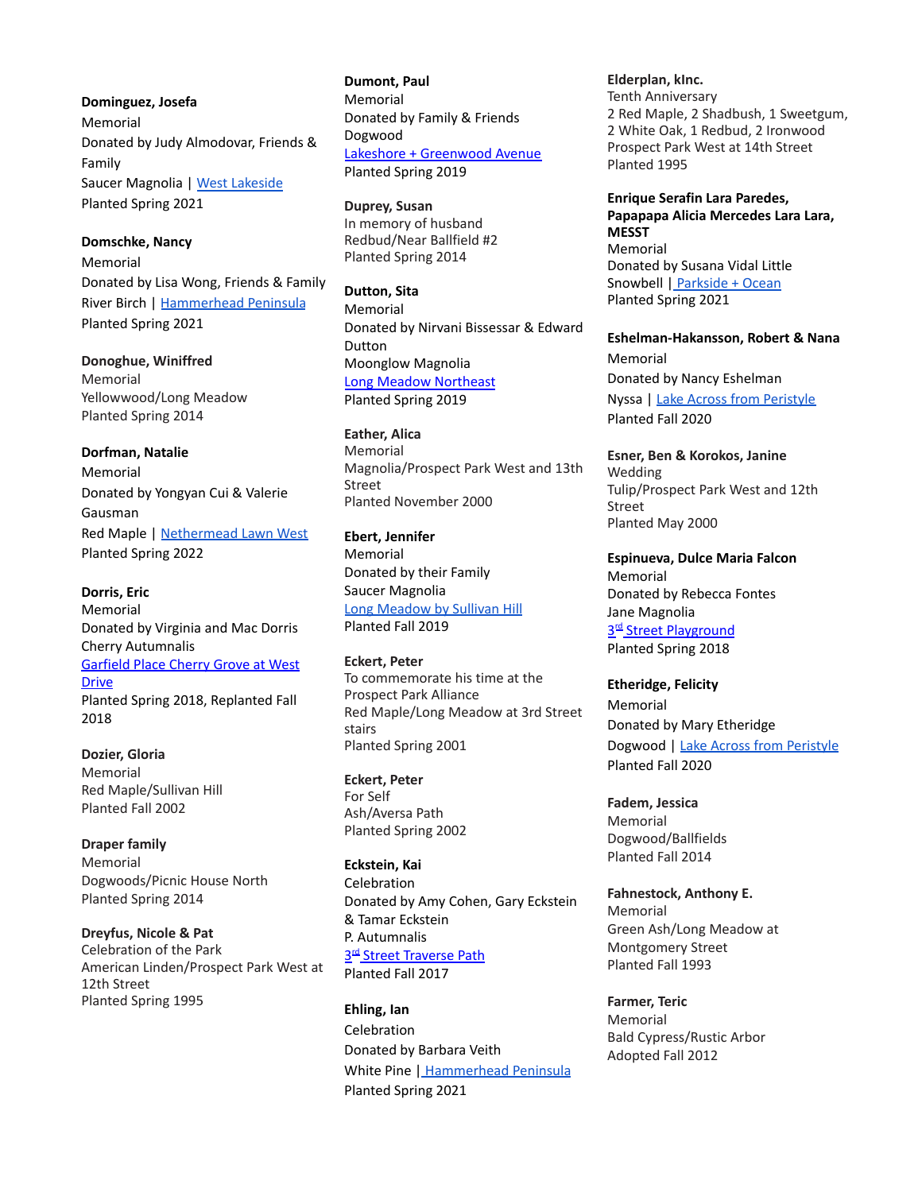**Dominguez, Josefa**
Memorial
Donated by Judy Almodovar, Friends & Family
Saucer Magnolia | West Lakeside
Planted Spring 2021

**Domschke, Nancy**
Memorial
Donated by Lisa Wong, Friends & Family
River Birch | Hammerhead Peninsula
Planted Spring 2021

**Donoghue, Winiffred**
Memorial
Yellowwood/Long Meadow
Planted Spring 2014

**Dorfman, Natalie**
Memorial
Donated by Yongyan Cui & Valerie Gausman
Red Maple | Nethermead Lawn West
Planted Spring 2022

**Dorris, Eric**
Memorial
Donated by Virginia and Mac Dorris
Cherry Autumnalis
Garfield Place Cherry Grove at West Drive
Planted Spring 2018, Replanted Fall 2018

**Dozier, Gloria**
Memorial
Red Maple/Sullivan Hill
Planted Fall 2002

**Draper family**
Memorial
Dogwoods/Picnic House North
Planted Spring 2014

**Dreyfus, Nicole & Pat**
Celebration of the Park
American Linden/Prospect Park West at 12th Street
Planted Spring 1995

**Dumont, Paul**
Memorial
Donated by Family & Friends
Dogwood
Lakeshore + Greenwood Avenue
Planted Spring 2019

**Duprey, Susan**
In memory of husband
Redbud/Near Ballfield #2
Planted Spring 2014

**Dutton, Sita**
Memorial
Donated by Nirvani Bissessar & Edward Dutton
Moonglow Magnolia
Long Meadow Northeast
Planted Spring 2019

**Eather, Alica**
Memorial
Magnolia/Prospect Park West and 13th Street
Planted November 2000

**Ebert, Jennifer**
Memorial
Donated by their Family
Saucer Magnolia
Long Meadow by Sullivan Hill
Planted Fall 2019

**Eckert, Peter**
To commemorate his time at the Prospect Park Alliance
Red Maple/Long Meadow at 3rd Street stairs
Planted Spring 2001

**Eckert, Peter**
For Self
Ash/Aversa Path
Planted Spring 2002

**Eckstein, Kai**
Celebration
Donated by Amy Cohen, Gary Eckstein & Tamar Eckstein
P. Autumnalis
3rd Street Traverse Path
Planted Fall 2017

**Ehling, Ian**
Celebration
Donated by Barbara Veith
White Pine | Hammerhead Peninsula
Planted Spring 2021

**Elderplan, kInc.**
Tenth Anniversary
2 Red Maple, 2 Shadbush, 1 Sweetgum, 2 White Oak, 1 Redbud, 2 Ironwood
Prospect Park West at 14th Street
Planted 1995

**Enrique Serafin Lara Paredes, Papapapa Alicia Mercedes Lara Lara, MESST**
Memorial
Donated by Susana Vidal Little
Snowbell | Parkside + Ocean
Planted Spring 2021

**Eshelman-Hakansson, Robert & Nana**
Memorial
Donated by Nancy Eshelman
Nyssa | Lake Across from Peristyle
Planted Fall 2020

**Esner, Ben & Korokos, Janine**
Wedding
Tulip/Prospect Park West and 12th Street
Planted May 2000

**Espinueva, Dulce Maria Falcon**
Memorial
Donated by Rebecca Fontes
Jane Magnolia
3rd Street Playground
Planted Spring 2018

**Etheridge, Felicity**
Memorial
Donated by Mary Etheridge
Dogwood | Lake Across from Peristyle
Planted Fall 2020

**Fadem, Jessica**
Memorial
Dogwood/Ballfields
Planted Fall 2014

**Fahnestock, Anthony E.**
Memorial
Green Ash/Long Meadow at Montgomery Street
Planted Fall 1993

**Farmer, Teric**
Memorial
Bald Cypress/Rustic Arbor
Adopted Fall 2012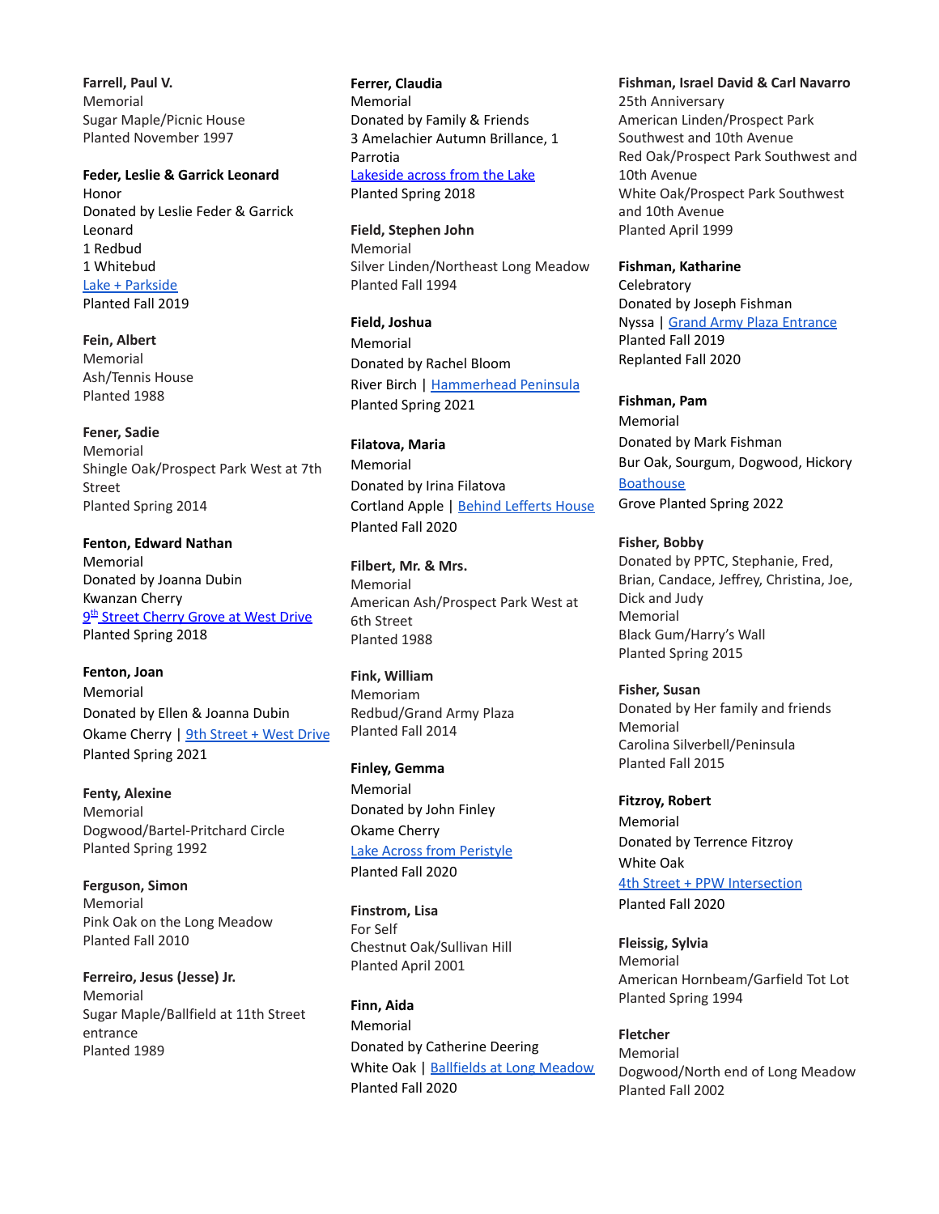**Farrell, Paul V.**
Memorial
Sugar Maple/Picnic House
Planted November 1997

**Feder, Leslie & Garrick Leonard**
Honor
Donated by Leslie Feder & Garrick Leonard
1 Redbud
1 Whitebud
Lake + Parkside
Planted Fall 2019

**Fein, Albert**
Memorial
Ash/Tennis House
Planted 1988

**Fener, Sadie**
Memorial
Shingle Oak/Prospect Park West at 7th Street
Planted Spring 2014

**Fenton, Edward Nathan**
Memorial
Donated by Joanna Dubin
Kwanzan Cherry
9th Street Cherry Grove at West Drive
Planted Spring 2018

**Fenton, Joan**
Memorial
Donated by Ellen & Joanna Dubin
Okame Cherry | 9th Street + West Drive
Planted Spring 2021

**Fenty, Alexine**
Memorial
Dogwood/Bartel-Pritchard Circle
Planted Spring 1992

**Ferguson, Simon**
Memorial
Pink Oak on the Long Meadow
Planted Fall 2010

**Ferreiro, Jesus (Jesse) Jr.**
Memorial
Sugar Maple/Ballfield at 11th Street entrance
Planted 1989

**Ferrer, Claudia**
Memorial
Donated by Family & Friends
3 Amelachier Autumn Brillance, 1 Parrotia
Lakeside across from the Lake
Planted Spring 2018

**Field, Stephen John**
Memorial
Silver Linden/Northeast Long Meadow
Planted Fall 1994

**Field, Joshua**
Memorial
Donated by Rachel Bloom
River Birch | Hammerhead Peninsula
Planted Spring 2021

**Filatova, Maria**
Memorial
Donated by Irina Filatova
Cortland Apple | Behind Lefferts House
Planted Fall 2020

**Filbert, Mr. & Mrs.**
Memorial
American Ash/Prospect Park West at 6th Street
Planted 1988

**Fink, William**
Memoriam
Redbud/Grand Army Plaza
Planted Fall 2014

**Finley, Gemma**
Memorial
Donated by John Finley
Okame Cherry
Lake Across from Peristyle
Planted Fall 2020

**Finstrom, Lisa**
For Self
Chestnut Oak/Sullivan Hill
Planted April 2001

**Finn, Aida**
Memorial
Donated by Catherine Deering
White Oak | Ballfields at Long Meadow
Planted Fall 2020

**Fishman, Israel David & Carl Navarro**
25th Anniversary
American Linden/Prospect Park Southwest and 10th Avenue
Red Oak/Prospect Park Southwest and 10th Avenue
White Oak/Prospect Park Southwest and 10th Avenue
Planted April 1999

**Fishman, Katharine**
Celebratory
Donated by Joseph Fishman
Nyssa | Grand Army Plaza Entrance
Planted Fall 2019
Replanted Fall 2020

**Fishman, Pam**
Memorial
Donated by Mark Fishman
Bur Oak, Sourgum, Dogwood, Hickory
Boathouse
Grove Planted Spring 2022

**Fisher, Bobby**
Donated by PPTC, Stephanie, Fred, Brian, Candace, Jeffrey, Christina, Joe, Dick and Judy
Memorial
Black Gum/Harry's Wall
Planted Spring 2015

**Fisher, Susan**
Donated by Her family and friends
Memorial
Carolina Silverbell/Peninsula
Planted Fall 2015

**Fitzroy, Robert**
Memorial
Donated by Terrence Fitzroy
White Oak
4th Street + PPW Intersection
Planted Fall 2020

**Fleissig, Sylvia**
Memorial
American Hornbeam/Garfield Tot Lot
Planted Spring 1994

**Fletcher**
Memorial
Dogwood/North end of Long Meadow
Planted Fall 2002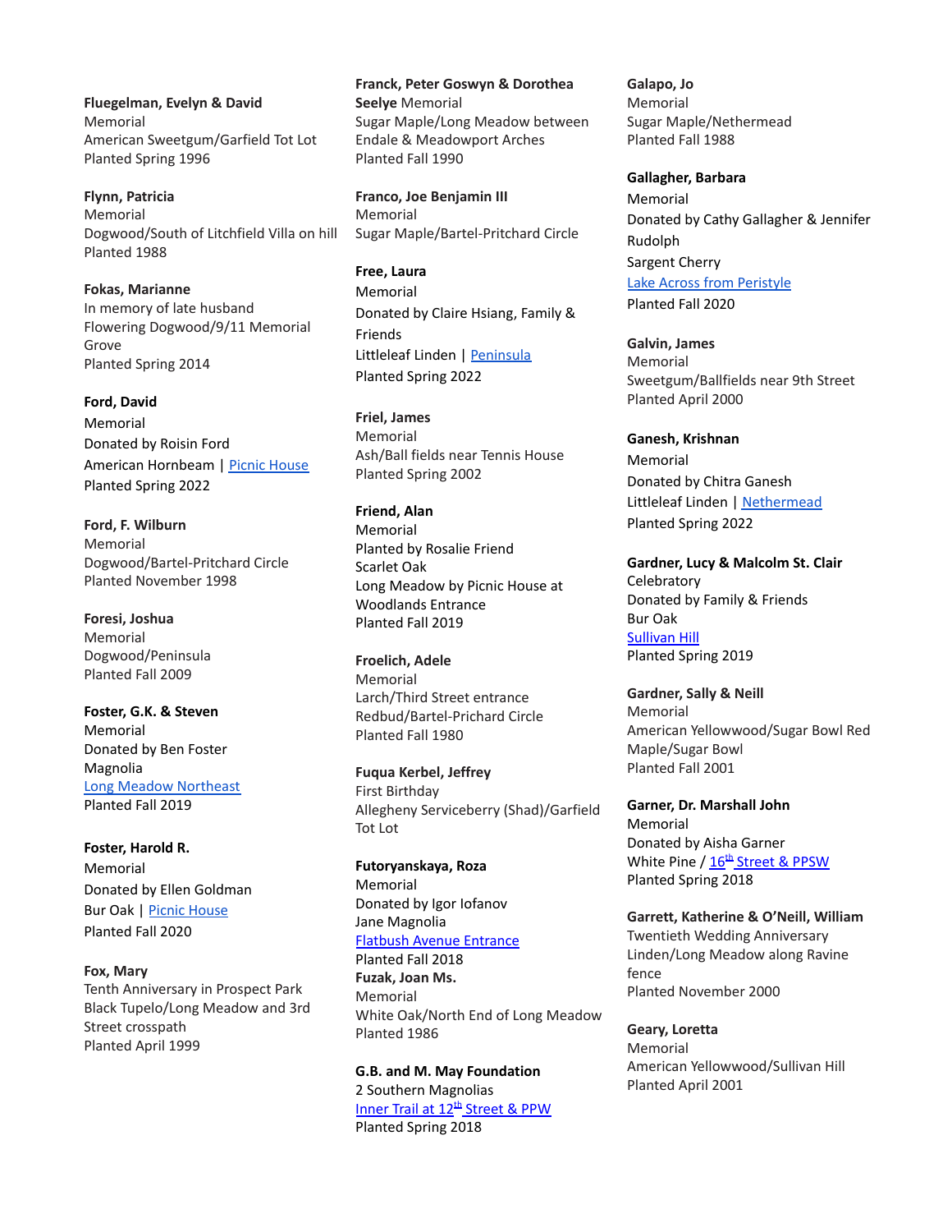**Fluegelman, Evelyn & David**
Memorial
American Sweetgum/Garfield Tot Lot
Planted Spring 1996

**Flynn, Patricia**
Memorial
Dogwood/South of Litchfield Villa on hill
Planted 1988

**Fokas, Marianne**
In memory of late husband
Flowering Dogwood/9/11 Memorial Grove
Planted Spring 2014

**Ford, David**
Memorial
Donated by Roisin Ford
American Hornbeam | Picnic House
Planted Spring 2022

**Ford, F. Wilburn**
Memorial
Dogwood/Bartel-Pritchard Circle
Planted November 1998

**Foresi, Joshua**
Memorial
Dogwood/Peninsula
Planted Fall 2009

**Foster, G.K. & Steven**
Memorial
Donated by Ben Foster
Magnolia
Long Meadow Northeast
Planted Fall 2019

**Foster, Harold R.**
Memorial
Donated by Ellen Goldman
Bur Oak | Picnic House
Planted Fall 2020

**Fox, Mary**
Tenth Anniversary in Prospect Park
Black Tupelo/Long Meadow and 3rd Street crosspath
Planted April 1999

**Franck, Peter Goswyn & Dorothea Seelye** Memorial
Sugar Maple/Long Meadow between Endale & Meadowport Arches
Planted Fall 1990

**Franco, Joe Benjamin III**
Memorial
Sugar Maple/Bartel-Pritchard Circle

**Free, Laura**
Memorial
Donated by Claire Hsiang, Family & Friends
Littleleaf Linden | Peninsula
Planted Spring 2022

**Friel, James**
Memorial
Ash/Ball fields near Tennis House
Planted Spring 2002

**Friend, Alan**
Memorial
Planted by Rosalie Friend
Scarlet Oak
Long Meadow by Picnic House at Woodlands Entrance
Planted Fall 2019

**Froelich, Adele**
Memorial
Larch/Third Street entrance
Redbud/Bartel-Prichard Circle
Planted Fall 1980

**Fuqua Kerbel, Jeffrey**
First Birthday
Allegheny Serviceberry (Shad)/Garfield Tot Lot

**Futoryanskaya, Roza**
Memorial
Donated by Igor Iofanov
Jane Magnolia
Flatbush Avenue Entrance
Planted Fall 2018

**Fuzak, Joan Ms.**
Memorial
White Oak/North End of Long Meadow
Planted 1986

**G.B. and M. May Foundation**
2 Southern Magnolias
Inner Trail at 12th Street & PPW
Planted Spring 2018

**Galapo, Jo**
Memorial
Sugar Maple/Nethermead
Planted Fall 1988

**Gallagher, Barbara**
Memorial
Donated by Cathy Gallagher & Jennifer Rudolph
Sargent Cherry
Lake Across from Peristyle
Planted Fall 2020

**Galvin, James**
Memorial
Sweetgum/Ballfields near 9th Street
Planted April 2000

**Ganesh, Krishnan**
Memorial
Donated by Chitra Ganesh
Littleleaf Linden | Nethermead
Planted Spring 2022

**Gardner, Lucy & Malcolm St. Clair**
Celebratory
Donated by Family & Friends
Bur Oak
Sullivan Hill
Planted Spring 2019

**Gardner, Sally & Neill**
Memorial
American Yellowwood/Sugar Bowl Red Maple/Sugar Bowl
Planted Fall 2001

**Garner, Dr. Marshall John**
Memorial
Donated by Aisha Garner
White Pine / 16th Street & PPSW
Planted Spring 2018

**Garrett, Katherine & O'Neill, William**
Twentieth Wedding Anniversary
Linden/Long Meadow along Ravine fence
Planted November 2000

**Geary, Loretta**
Memorial
American Yellowwood/Sullivan Hill
Planted April 2001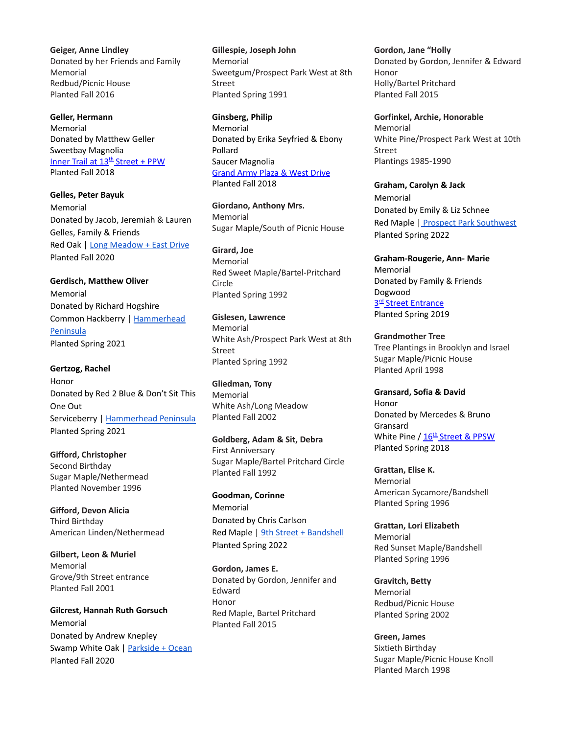**Geiger, Anne Lindley**
Donated by her Friends and Family
Memorial
Redbud/Picnic House
Planted Fall 2016

**Geller, Hermann**
Memorial
Donated by Matthew Geller
Sweetbay Magnolia
Inner Trail at 13th Street + PPW
Planted Fall 2018

**Gelles, Peter Bayuk**
Memorial
Donated by Jacob, Jeremiah & Lauren Gelles, Family & Friends
Red Oak | Long Meadow + East Drive
Planted Fall 2020

**Gerdisch, Matthew Oliver**
Memorial
Donated by Richard Hogshire
Common Hackberry | Hammerhead Peninsula
Planted Spring 2021

**Gertzog, Rachel**
Honor
Donated by Red 2 Blue & Don't Sit This One Out
Serviceberry | Hammerhead Peninsula
Planted Spring 2021

**Gifford, Christopher**
Second Birthday
Sugar Maple/Nethermead
Planted November 1996

**Gifford, Devon Alicia**
Third Birthday
American Linden/Nethermead

**Gilbert, Leon & Muriel**
Memorial
Grove/9th Street entrance
Planted Fall 2001

**Gilcrest, Hannah Ruth Gorsuch**
Memorial
Donated by Andrew Knepley
Swamp White Oak | Parkside + Ocean
Planted Fall 2020

**Gillespie, Joseph John**
Memorial
Sweetgum/Prospect Park West at 8th Street
Planted Spring 1991

**Ginsberg, Philip**
Memorial
Donated by Erika Seyfried & Ebony Pollard
Saucer Magnolia
Grand Army Plaza & West Drive
Planted Fall 2018

**Giordano, Anthony Mrs.**
Memorial
Sugar Maple/South of Picnic House

**Girard, Joe**
Memorial
Red Sweet Maple/Bartel-Pritchard Circle
Planted Spring 1992

**Gislesen, Lawrence**
Memorial
White Ash/Prospect Park West at 8th Street
Planted Spring 1992

**Gliedman, Tony**
Memorial
White Ash/Long Meadow
Planted Fall 2002

**Goldberg, Adam & Sit, Debra**
First Anniversary
Sugar Maple/Bartel Pritchard Circle
Planted Fall 1992

**Goodman, Corinne**
Memorial
Donated by Chris Carlson
Red Maple | 9th Street + Bandshell
Planted Spring 2022

**Gordon, James E.**
Donated by Gordon, Jennifer and Edward
Honor
Red Maple, Bartel Pritchard
Planted Fall 2015

**Gordon, Jane "Holly**
Donated by Gordon, Jennifer & Edward
Honor
Holly/Bartel Pritchard
Planted Fall 2015

**Gorfinkel, Archie, Honorable**
Memorial
White Pine/Prospect Park West at 10th Street
Plantings 1985-1990

**Graham, Carolyn & Jack**
Memorial
Donated by Emily & Liz Schnee
Red Maple | Prospect Park Southwest
Planted Spring 2022

**Graham-Rougerie, Ann- Marie**
Memorial
Donated by Family & Friends
Dogwood
3rd Street Entrance
Planted Spring 2019

**Grandmother Tree**
Tree Plantings in Brooklyn and Israel
Sugar Maple/Picnic House
Planted April 1998

**Gransard, Sofia & David**
Honor
Donated by Mercedes & Bruno Gransard
White Pine / 16th Street & PPSW
Planted Spring 2018

**Grattan, Elise K.**
Memorial
American Sycamore/Bandshell
Planted Spring 1996

**Grattan, Lori Elizabeth**
Memorial
Red Sunset Maple/Bandshell
Planted Spring 1996

**Gravitch, Betty**
Memorial
Redbud/Picnic House
Planted Spring 2002

**Green, James**
Sixtieth Birthday
Sugar Maple/Picnic House Knoll
Planted March 1998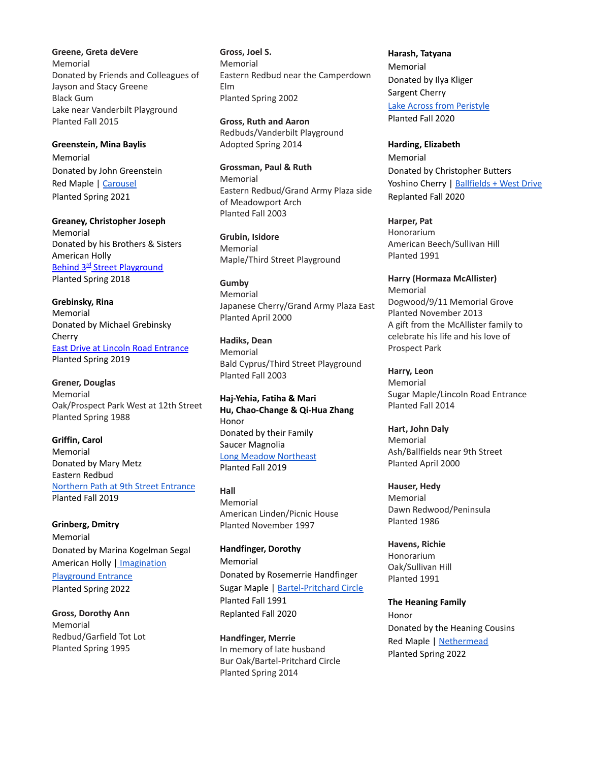**Greene, Greta deVere**
Memorial
Donated by Friends and Colleagues of Jayson and Stacy Greene
Black Gum
Lake near Vanderbilt Playground
Planted Fall 2015

**Greenstein, Mina Baylis**
Memorial
Donated by John Greenstein
Red Maple | Carousel
Planted Spring 2021

**Greaney, Christopher Joseph**
Memorial
Donated by his Brothers & Sisters
American Holly
Behind 3rd Street Playground
Planted Spring 2018

**Grebinsky, Rina**
Memorial
Donated by Michael Grebinsky
Cherry
East Drive at Lincoln Road Entrance
Planted Spring 2019

**Grener, Douglas**
Memorial
Oak/Prospect Park West at 12th Street
Planted Spring 1988

**Griffin, Carol**
Memorial
Donated by Mary Metz
Eastern Redbud
Northern Path at 9th Street Entrance
Planted Fall 2019

**Grinberg, Dmitry**
Memorial
Donated by Marina Kogelman Segal
American Holly | Imagination Playground Entrance
Planted Spring 2022

**Gross, Dorothy Ann**
Memorial
Redbud/Garfield Tot Lot
Planted Spring 1995

**Gross, Joel S.**
Memorial
Eastern Redbud near the Camperdown Elm
Planted Spring 2002

**Gross, Ruth and Aaron**
Redbuds/Vanderbilt Playground
Adopted Spring 2014

**Grossman, Paul & Ruth**
Memorial
Eastern Redbud/Grand Army Plaza side of Meadowport Arch
Planted Fall 2003

**Grubin, Isidore**
Memorial
Maple/Third Street Playground

**Gumby**
Memorial
Japanese Cherry/Grand Army Plaza East
Planted April 2000

**Hadiks, Dean**
Memorial
Bald Cyprus/Third Street Playground
Planted Fall 2003

**Haj-Yehia, Fatiha & Mari**
**Hu, Chao-Change & Qi-Hua Zhang**
Honor
Donated by their Family
Saucer Magnolia
Long Meadow Northeast
Planted Fall 2019

**Hall**
Memorial
American Linden/Picnic House
Planted November 1997

**Handfinger, Dorothy**
Memorial
Donated by Rosemerrie Handfinger
Sugar Maple | Bartel-Pritchard Circle
Planted Fall 1991
Replanted Fall 2020

**Handfinger, Merrie**
In memory of late husband
Bur Oak/Bartel-Pritchard Circle
Planted Spring 2014

**Harash, Tatyana**
Memorial
Donated by Ilya Kliger
Sargent Cherry
Lake Across from Peristyle
Planted Fall 2020

**Harding, Elizabeth**
Memorial
Donated by Christopher Butters
Yoshino Cherry | Ballfields + West Drive
Replanted Fall 2020

**Harper, Pat**
Honorarium
American Beech/Sullivan Hill
Planted 1991

**Harry (Hormaza McAllister)**
Memorial
Dogwood/9/11 Memorial Grove
Planted November 2013
A gift from the McAllister family to celebrate his life and his love of Prospect Park

**Harry, Leon**
Memorial
Sugar Maple/Lincoln Road Entrance
Planted Fall 2014

**Hart, John Daly**
Memorial
Ash/Ballfields near 9th Street
Planted April 2000

**Hauser, Hedy**
Memorial
Dawn Redwood/Peninsula
Planted 1986

**Havens, Richie**
Honorarium
Oak/Sullivan Hill
Planted 1991

**The Heaning Family**
Honor
Donated by the Heaning Cousins
Red Maple | Nethermead
Planted Spring 2022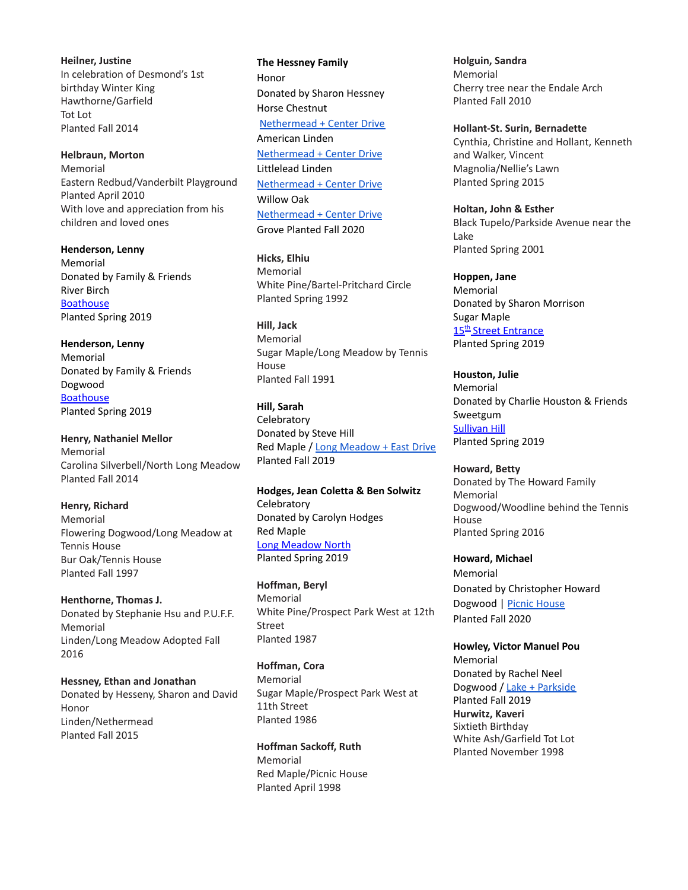**Heilner, Justine**
In celebration of Desmond's 1st birthday Winter King
Hawthorne/Garfield
Tot Lot
Planted Fall 2014

**Helbraun, Morton**
Memorial
Eastern Redbud/Vanderbilt Playground
Planted April 2010
With love and appreciation from his children and loved ones

**Henderson, Lenny**
Memorial
Donated by Family & Friends
River Birch
Boathouse
Planted Spring 2019

**Henderson, Lenny**
Memorial
Donated by Family & Friends
Dogwood
Boathouse
Planted Spring 2019

**Henry, Nathaniel Mellor**
Memorial
Carolina Silverbell/North Long Meadow
Planted Fall 2014

**Henry, Richard**
Memorial
Flowering Dogwood/Long Meadow at Tennis House
Bur Oak/Tennis House
Planted Fall 1997

**Henthorne, Thomas J.**
Donated by Stephanie Hsu and P.U.F.F.
Memorial
Linden/Long Meadow Adopted Fall 2016

**Hessney, Ethan and Jonathan**
Donated by Hesseny, Sharon and David
Honor
Linden/Nethermead
Planted Fall 2015

**The Hessney Family**
Honor
Donated by Sharon Hessney
Horse Chestnut
Nethermead + Center Drive
American Linden
Nethermead + Center Drive
Littlelead Linden
Nethermead + Center Drive
Willow Oak
Nethermead + Center Drive
Grove Planted Fall 2020

**Hicks, Elhiu**
Memorial
White Pine/Bartel-Pritchard Circle
Planted Spring 1992

**Hill, Jack**
Memorial
Sugar Maple/Long Meadow by Tennis House
Planted Fall 1991

**Hill, Sarah**
Celebratory
Donated by Steve Hill
Red Maple / Long Meadow + East Drive
Planted Fall 2019

**Hodges, Jean Coletta & Ben Solwitz**
Celebratory
Donated by Carolyn Hodges
Red Maple
Long Meadow North
Planted Spring 2019

**Hoffman, Beryl**
Memorial
White Pine/Prospect Park West at 12th Street
Planted 1987

**Hoffman, Cora**
Memorial
Sugar Maple/Prospect Park West at 11th Street
Planted 1986

**Hoffman Sackoff, Ruth**
Memorial
Red Maple/Picnic House
Planted April 1998

**Holguin, Sandra**
Memorial
Cherry tree near the Endale Arch
Planted Fall 2010

**Hollant-St. Surin, Bernadette**
Cynthia, Christine and Hollant, Kenneth and Walker, Vincent
Magnolia/Nellie's Lawn
Planted Spring 2015

**Holtan, John & Esther**
Black Tupelo/Parkside Avenue near the Lake
Planted Spring 2001

**Hoppen, Jane**
Memorial
Donated by Sharon Morrison
Sugar Maple
15th Street Entrance
Planted Spring 2019

**Houston, Julie**
Memorial
Donated by Charlie Houston & Friends
Sweetgum
Sullivan Hill
Planted Spring 2019

**Howard, Betty**
Donated by The Howard Family
Memorial
Dogwood/Woodline behind the Tennis House
Planted Spring 2016

**Howard, Michael**
Memorial
Donated by Christopher Howard
Dogwood | Picnic House
Planted Fall 2020

**Howley, Victor Manuel Pou**
Memorial
Donated by Rachel Neel
Dogwood / Lake + Parkside
Planted Fall 2019

**Hurwitz, Kaveri**
Sixtieth Birthday
White Ash/Garfield Tot Lot
Planted November 1998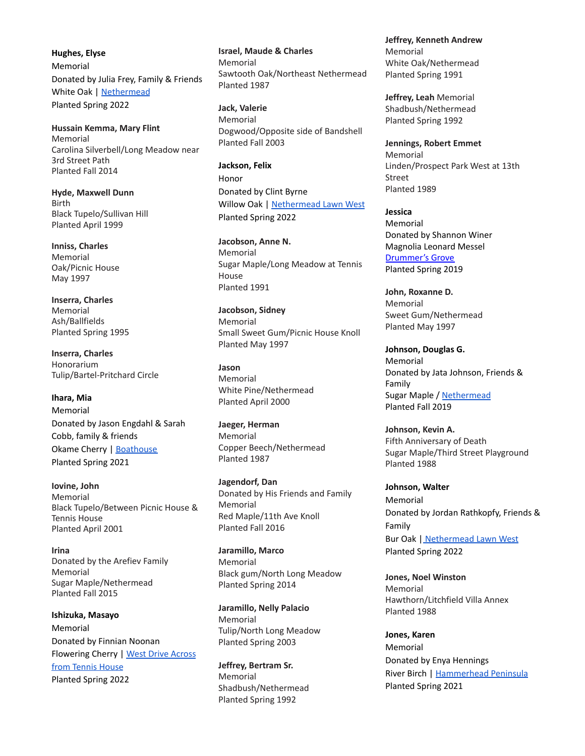**Hughes, Elyse**
Memorial
Donated by Julia Frey, Family & Friends
White Oak | Nethermead
Planted Spring 2022

**Hussain Kemma, Mary Flint**
Memorial
Carolina Silverbell/Long Meadow near 3rd Street Path
Planted Fall 2014

**Hyde, Maxwell Dunn**
Birth
Black Tupelo/Sullivan Hill
Planted April 1999

**Inniss, Charles**
Memorial
Oak/Picnic House
May 1997

**Inserra, Charles**
Memorial
Ash/Ballfields
Planted Spring 1995

**Inserra, Charles**
Honorarium
Tulip/Bartel-Pritchard Circle

**Ihara, Mia**
Memorial
Donated by Jason Engdahl & Sarah Cobb, family & friends
Okame Cherry | Boathouse
Planted Spring 2021

**Iovine, John**
Memorial
Black Tupelo/Between Picnic House & Tennis House
Planted April 2001

**Irina**
Donated by the Arefiev Family
Memorial
Sugar Maple/Nethermead
Planted Fall 2015

**Ishizuka, Masayo**
Memorial
Donated by Finnian Noonan
Flowering Cherry | West Drive Across from Tennis House
Planted Spring 2022

**Israel, Maude & Charles**
Memorial
Sawtooth Oak/Northeast Nethermead
Planted 1987

**Jack, Valerie**
Memorial
Dogwood/Opposite side of Bandshell
Planted Fall 2003

**Jackson, Felix**
Honor
Donated by Clint Byrne
Willow Oak | Nethermead Lawn West
Planted Spring 2022

**Jacobson, Anne N.**
Memorial
Sugar Maple/Long Meadow at Tennis House
Planted 1991

**Jacobson, Sidney**
Memorial
Small Sweet Gum/Picnic House Knoll
Planted May 1997

**Jason**
Memorial
White Pine/Nethermead
Planted April 2000

**Jaeger, Herman**
Memorial
Copper Beech/Nethermead
Planted 1987

**Jagendorf, Dan**
Donated by His Friends and Family
Memorial
Red Maple/11th Ave Knoll
Planted Fall 2016

**Jaramillo, Marco**
Memorial
Black gum/North Long Meadow
Planted Spring 2014

**Jaramillo, Nelly Palacio**
Memorial
Tulip/North Long Meadow
Planted Spring 2003

**Jeffrey, Bertram Sr.**
Memorial
Shadbush/Nethermead
Planted Spring 1992

**Jeffrey, Kenneth Andrew**
Memorial
White Oak/Nethermead
Planted Spring 1991

**Jeffrey, Leah** Memorial
Shadbush/Nethermead
Planted Spring 1992

**Jennings, Robert Emmet**
Memorial
Linden/Prospect Park West at 13th Street
Planted 1989

**Jessica**
Memorial
Donated by Shannon Winer
Magnolia Leonard Messel
Drummer's Grove
Planted Spring 2019

**John, Roxanne D.**
Memorial
Sweet Gum/Nethermead
Planted May 1997

**Johnson, Douglas G.**
Memorial
Donated by Jata Johnson, Friends & Family
Sugar Maple / Nethermead
Planted Fall 2019

**Johnson, Kevin A.**
Fifth Anniversary of Death
Sugar Maple/Third Street Playground
Planted 1988

**Johnson, Walter**
Memorial
Donated by Jordan Rathkopfy, Friends & Family
Bur Oak | Nethermead Lawn West
Planted Spring 2022

**Jones, Noel Winston**
Memorial
Hawthorn/Litchfield Villa Annex
Planted 1988

**Jones, Karen**
Memorial
Donated by Enya Hennings
River Birch | Hammerhead Peninsula
Planted Spring 2021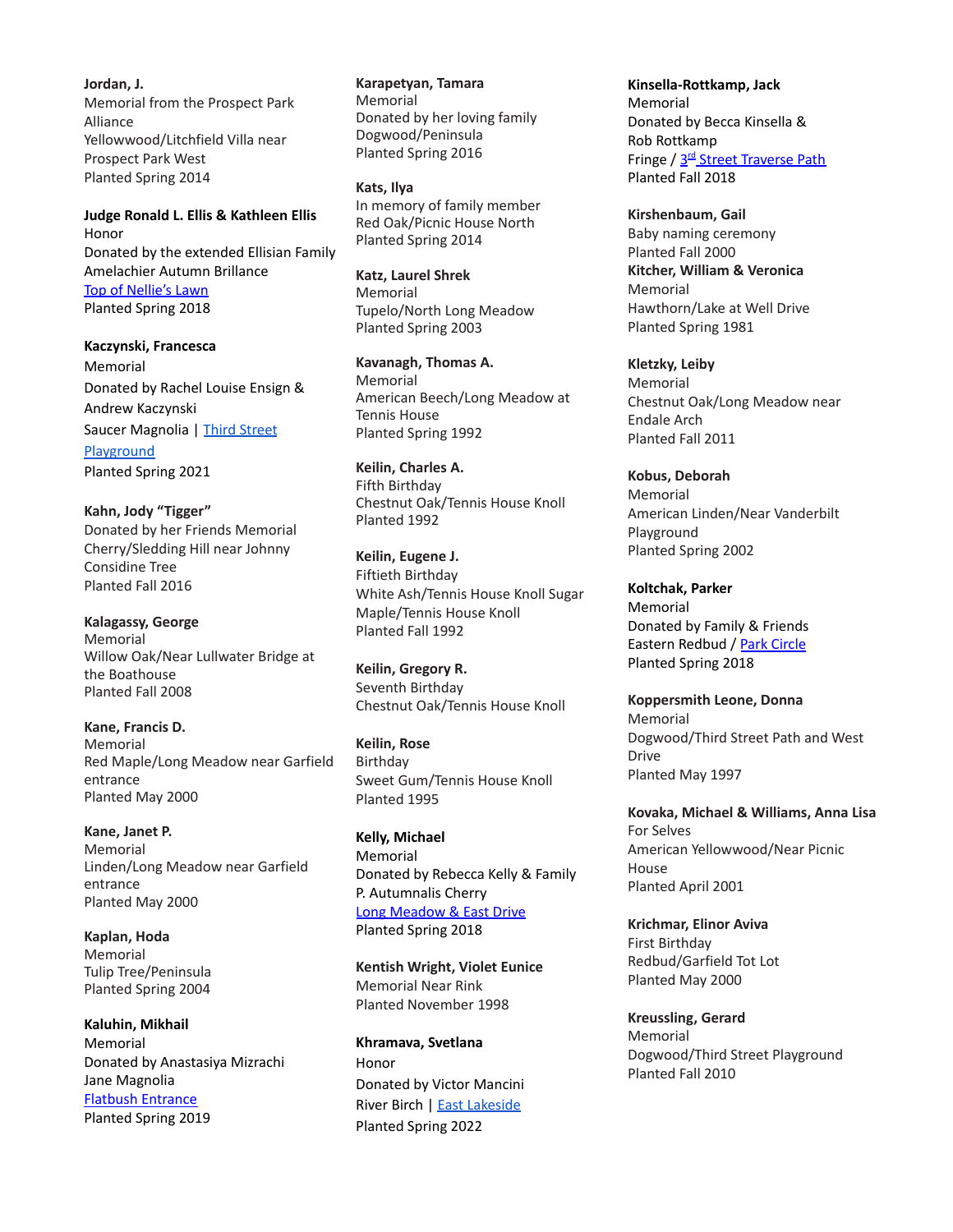**Jordan, J.**
Memorial from the Prospect Park Alliance
Yellowwood/Litchfield Villa near Prospect Park West
Planted Spring 2014

**Judge Ronald L. Ellis & Kathleen Ellis**
Honor
Donated by the extended Ellisian Family
Amelachier Autumn Brillance
Top of Nellie's Lawn
Planted Spring 2018

**Kaczynski, Francesca**
Memorial
Donated by Rachel Louise Ensign & Andrew Kaczynski
Saucer Magnolia | Third Street Playground
Planted Spring 2021

**Kahn, Jody "Tigger"**
Donated by her Friends Memorial
Cherry/Sledding Hill near Johnny Considine Tree
Planted Fall 2016

**Kalagassy, George**
Memorial
Willow Oak/Near Lullwater Bridge at the Boathouse
Planted Fall 2008

**Kane, Francis D.**
Memorial
Red Maple/Long Meadow near Garfield entrance
Planted May 2000

**Kane, Janet P.**
Memorial
Linden/Long Meadow near Garfield entrance
Planted May 2000

**Kaplan, Hoda**
Memorial
Tulip Tree/Peninsula
Planted Spring 2004

**Kaluhin, Mikhail**
Memorial
Donated by Anastasiya Mizrachi
Jane Magnolia
Flatbush Entrance
Planted Spring 2019

**Karapetyan, Tamara**
Memorial
Donated by her loving family
Dogwood/Peninsula
Planted Spring 2016

**Kats, Ilya**
In memory of family member
Red Oak/Picnic House North
Planted Spring 2014

**Katz, Laurel Shrek**
Memorial
Tupelo/North Long Meadow
Planted Spring 2003

**Kavanagh, Thomas A.**
Memorial
American Beech/Long Meadow at Tennis House
Planted Spring 1992

**Keilin, Charles A.**
Fifth Birthday
Chestnut Oak/Tennis House Knoll
Planted 1992

**Keilin, Eugene J.**
Fiftieth Birthday
White Ash/Tennis House Knoll Sugar Maple/Tennis House Knoll
Planted Fall 1992

**Keilin, Gregory R.**
Seventh Birthday
Chestnut Oak/Tennis House Knoll

**Keilin, Rose**
Birthday
Sweet Gum/Tennis House Knoll
Planted 1995

**Kelly, Michael**
Memorial
Donated by Rebecca Kelly & Family
P. Autumnalis Cherry
Long Meadow & East Drive
Planted Spring 2018

**Kentish Wright, Violet Eunice**
Memorial Near Rink
Planted November 1998

**Khramava, Svetlana**
Honor
Donated by Victor Mancini
River Birch | East Lakeside
Planted Spring 2022

**Kinsella-Rottkamp, Jack**
Memorial
Donated by Becca Kinsella & Rob Rottkamp
Fringe / 3rd Street Traverse Path
Planted Fall 2018

**Kirshenbaum, Gail**
Baby naming ceremony
Planted Fall 2000

**Kitcher, William & Veronica**
Memorial
Hawthorn/Lake at Well Drive
Planted Spring 1981

**Kletzky, Leiby**
Memorial
Chestnut Oak/Long Meadow near Endale Arch
Planted Fall 2011

**Kobus, Deborah**
Memorial
American Linden/Near Vanderbilt Playground
Planted Spring 2002

**Koltchak, Parker**
Memorial
Donated by Family & Friends
Eastern Redbud / Park Circle
Planted Spring 2018

**Koppersmith Leone, Donna**
Memorial
Dogwood/Third Street Path and West Drive
Planted May 1997

**Kovaka, Michael & Williams, Anna Lisa**
For Selves
American Yellowwood/Near Picnic House
Planted April 2001

**Krichmar, Elinor Aviva**
First Birthday
Redbud/Garfield Tot Lot
Planted May 2000

**Kreussling, Gerard**
Memorial
Dogwood/Third Street Playground
Planted Fall 2010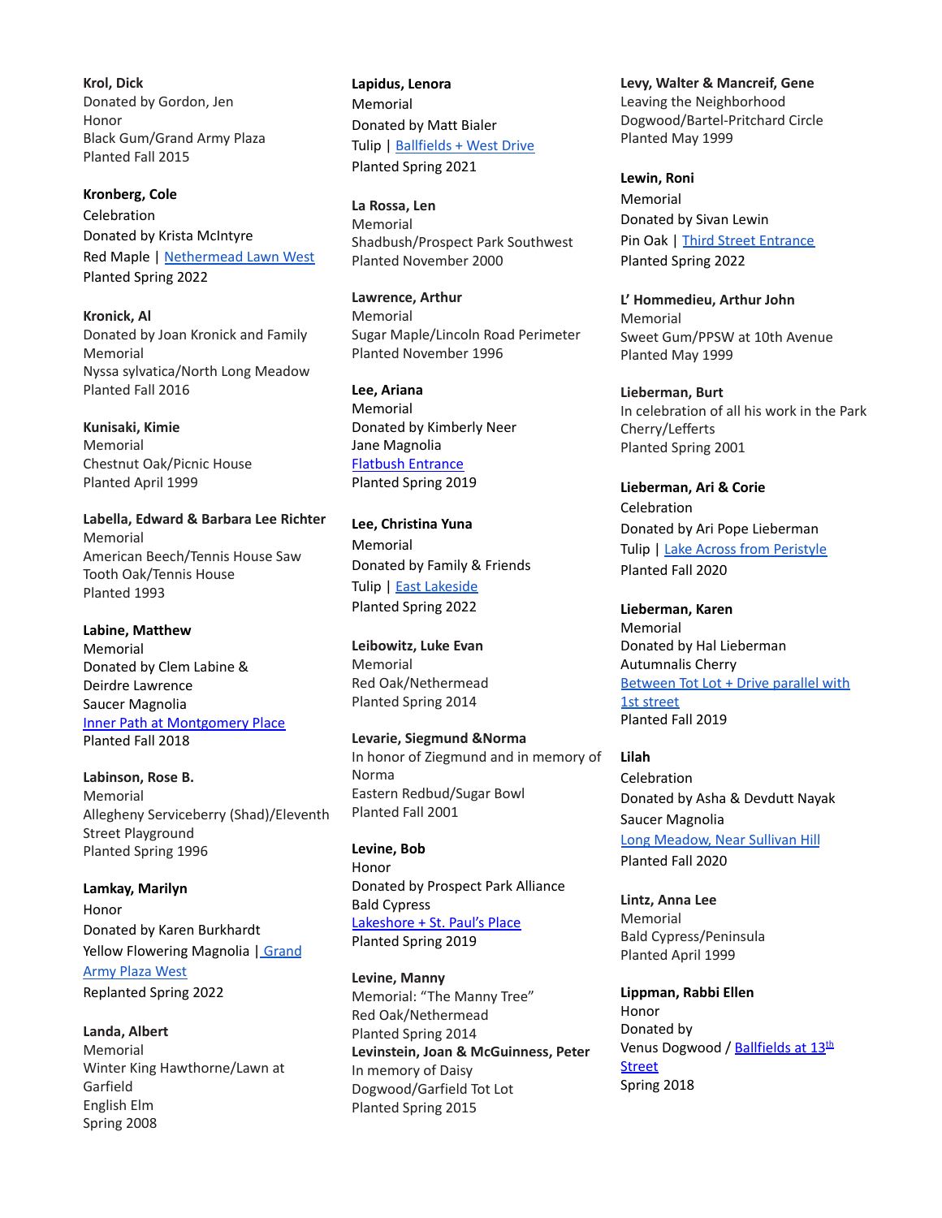**Krol, Dick**
Donated by Gordon, Jen
Honor
Black Gum/Grand Army Plaza
Planted Fall 2015

**Kronberg, Cole**
Celebration
Donated by Krista McIntyre
Red Maple | Nethermead Lawn West
Planted Spring 2022

**Kronick, Al**
Donated by Joan Kronick and Family
Memorial
Nyssa sylvatica/North Long Meadow
Planted Fall 2016

**Kunisaki, Kimie**
Memorial
Chestnut Oak/Picnic House
Planted April 1999

**Labella, Edward & Barbara Lee Richter**
Memorial
American Beech/Tennis House Saw Tooth Oak/Tennis House
Planted 1993

**Labine, Matthew**
Memorial
Donated by Clem Labine & Deirdre Lawrence
Saucer Magnolia
Inner Path at Montgomery Place
Planted Fall 2018

**Labinson, Rose B.**
Memorial
Allegheny Serviceberry (Shad)/Eleventh Street Playground
Planted Spring 1996

**Lamkay, Marilyn**
Honor
Donated by Karen Burkhardt
Yellow Flowering Magnolia | Grand Army Plaza West
Replanted Spring 2022

**Landa, Albert**
Memorial
Winter King Hawthorne/Lawn at Garfield
English Elm
Spring 2008

**Lapidus, Lenora**
Memorial
Donated by Matt Bialer
Tulip | Ballfields + West Drive
Planted Spring 2021

**La Rossa, Len**
Memorial
Shadbush/Prospect Park Southwest
Planted November 2000

**Lawrence, Arthur**
Memorial
Sugar Maple/Lincoln Road Perimeter
Planted November 1996

**Lee, Ariana**
Memorial
Donated by Kimberly Neer
Jane Magnolia
Flatbush Entrance
Planted Spring 2019

**Lee, Christina Yuna**
Memorial
Donated by Family & Friends
Tulip | East Lakeside
Planted Spring 2022

**Leibowitz, Luke Evan**
Memorial
Red Oak/Nethermead
Planted Spring 2014

**Levarie, Siegmund &Norma**
In honor of Ziegmund and in memory of Norma
Eastern Redbud/Sugar Bowl
Planted Fall 2001

**Levine, Bob**
Honor
Donated by Prospect Park Alliance
Bald Cypress
Lakeshore + St. Paul's Place
Planted Spring 2019

**Levine, Manny**
Memorial: "The Manny Tree"
Red Oak/Nethermead
Planted Spring 2014

**Levinstein, Joan & McGuinness, Peter**
In memory of Daisy
Dogwood/Garfield Tot Lot
Planted Spring 2015

**Levy, Walter & Mancreif, Gene**
Leaving the Neighborhood
Dogwood/Bartel-Pritchard Circle
Planted May 1999

**Lewin, Roni**
Memorial
Donated by Sivan Lewin
Pin Oak | Third Street Entrance
Planted Spring 2022

**L' Hommedieu, Arthur John**
Memorial
Sweet Gum/PPSW at 10th Avenue
Planted May 1999

**Lieberman, Burt**
In celebration of all his work in the Park
Cherry/Lefferts
Planted Spring 2001

**Lieberman, Ari & Corie**
Celebration
Donated by Ari Pope Lieberman
Tulip | Lake Across from Peristyle
Planted Fall 2020

**Lieberman, Karen**
Memorial
Donated by Hal Lieberman
Autumnalis Cherry
Between Tot Lot + Drive parallel with 1st street
Planted Fall 2019

**Lilah**
Celebration
Donated by Asha & Devdutt Nayak
Saucer Magnolia
Long Meadow, Near Sullivan Hill
Planted Fall 2020

**Lintz, Anna Lee**
Memorial
Bald Cypress/Peninsula
Planted April 1999

**Lippman, Rabbi Ellen**
Honor
Donated by
Venus Dogwood / Ballfields at 13th Street
Spring 2018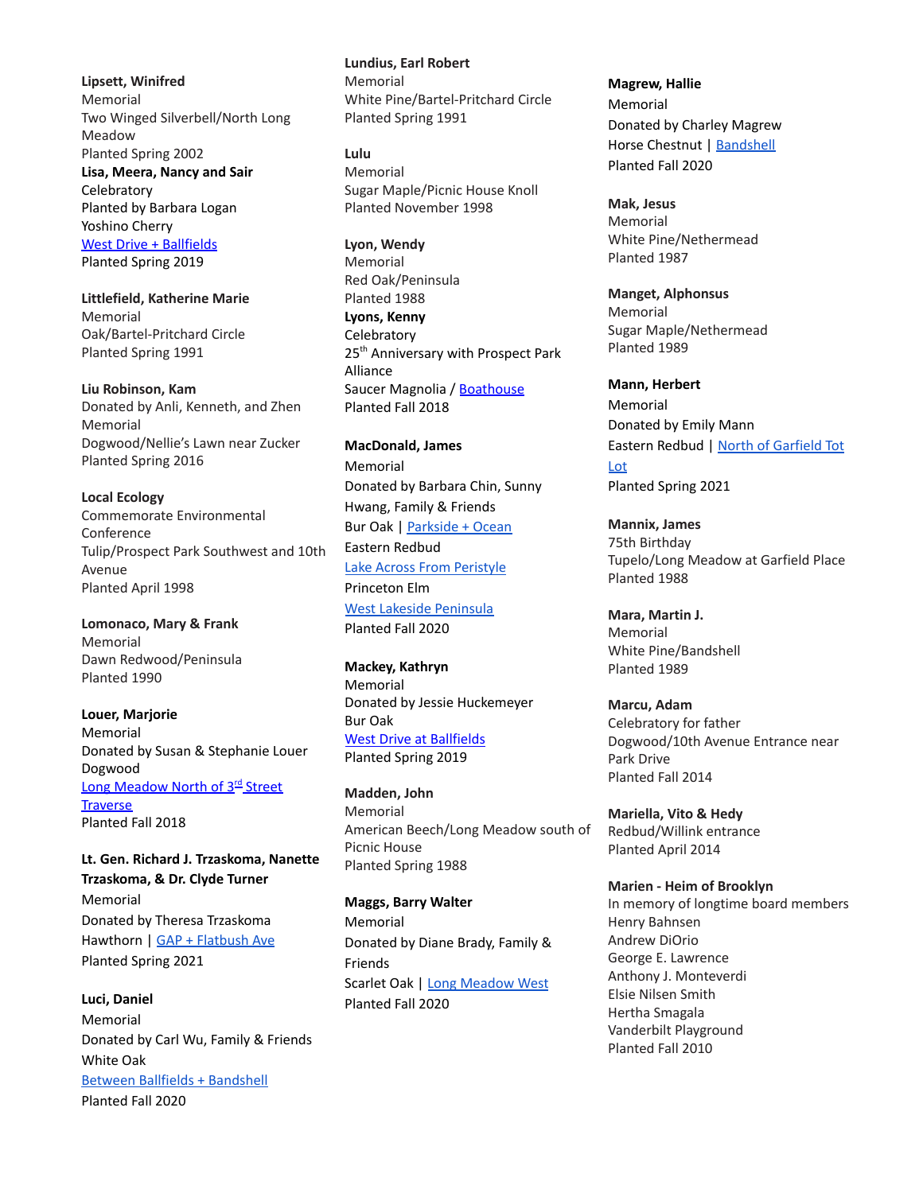**Lipsett, Winifred**
Memorial
Two Winged Silverbell/North Long Meadow
Planted Spring 2002

**Lisa, Meera, Nancy and Sair**
Celebratory
Planted by Barbara Logan
Yoshino Cherry
West Drive + Ballfields
Planted Spring 2019

**Littlefield, Katherine Marie**
Memorial
Oak/Bartel-Pritchard Circle
Planted Spring 1991

**Liu Robinson, Kam**
Donated by Anli, Kenneth, and Zhen
Memorial
Dogwood/Nellie's Lawn near Zucker
Planted Spring 2016

**Local Ecology**
Commemorate Environmental Conference
Tulip/Prospect Park Southwest and 10th Avenue
Planted April 1998

**Lomonaco, Mary & Frank**
Memorial
Dawn Redwood/Peninsula
Planted 1990

**Louer, Marjorie**
Memorial
Donated by Susan & Stephanie Louer
Dogwood
Long Meadow North of 3rd Street Traverse
Planted Fall 2018

**Lt. Gen. Richard J. Trzaskoma, Nanette Trzaskoma, & Dr. Clyde Turner**
Memorial
Donated by Theresa Trzaskoma
Hawthorn | GAP + Flatbush Ave
Planted Spring 2021

**Luci, Daniel**
Memorial
Donated by Carl Wu, Family & Friends
White Oak
Between Ballfields + Bandshell
Planted Fall 2020

**Lundius, Earl Robert**
Memorial
White Pine/Bartel-Pritchard Circle
Planted Spring 1991

**Lulu**
Memorial
Sugar Maple/Picnic House Knoll
Planted November 1998

**Lyon, Wendy**
Memorial
Red Oak/Peninsula
Planted 1988

**Lyons, Kenny**
Celebratory
25th Anniversary with Prospect Park Alliance
Saucer Magnolia / Boathouse
Planted Fall 2018

**MacDonald, James**
Memorial
Donated by Barbara Chin, Sunny Hwang, Family & Friends
Bur Oak | Parkside + Ocean
Eastern Redbud
Lake Across From Peristyle
Princeton Elm
West Lakeside Peninsula
Planted Fall 2020

**Mackey, Kathryn**
Memorial
Donated by Jessie Huckemeyer
Bur Oak
West Drive at Ballfields
Planted Spring 2019

**Madden, John**
Memorial
American Beech/Long Meadow south of Picnic House
Planted Spring 1988

**Maggs, Barry Walter**
Memorial
Donated by Diane Brady, Family & Friends
Scarlet Oak | Long Meadow West
Planted Fall 2020

**Magrew, Hallie**
Memorial
Donated by Charley Magrew
Horse Chestnut | Bandshell
Planted Fall 2020

**Mak, Jesus**
Memorial
White Pine/Nethermead
Planted 1987

**Manget, Alphonsus**
Memorial
Sugar Maple/Nethermead
Planted 1989

**Mann, Herbert**
Memorial
Donated by Emily Mann
Eastern Redbud | North of Garfield Tot Lot
Planted Spring 2021

**Mannix, James**
75th Birthday
Tupelo/Long Meadow at Garfield Place
Planted 1988

**Mara, Martin J.**
Memorial
White Pine/Bandshell
Planted 1989

**Marcu, Adam**
Celebratory for father
Dogwood/10th Avenue Entrance near Park Drive
Planted Fall 2014

**Mariella, Vito & Hedy**
Redbud/Willink entrance
Planted April 2014

**Marien - Heim of Brooklyn**
In memory of longtime board members
Henry Bahnsen
Andrew DiOrio
George E. Lawrence
Anthony J. Monteverdi
Elsie Nilsen Smith
Hertha Smagala
Vanderbilt Playground
Planted Fall 2010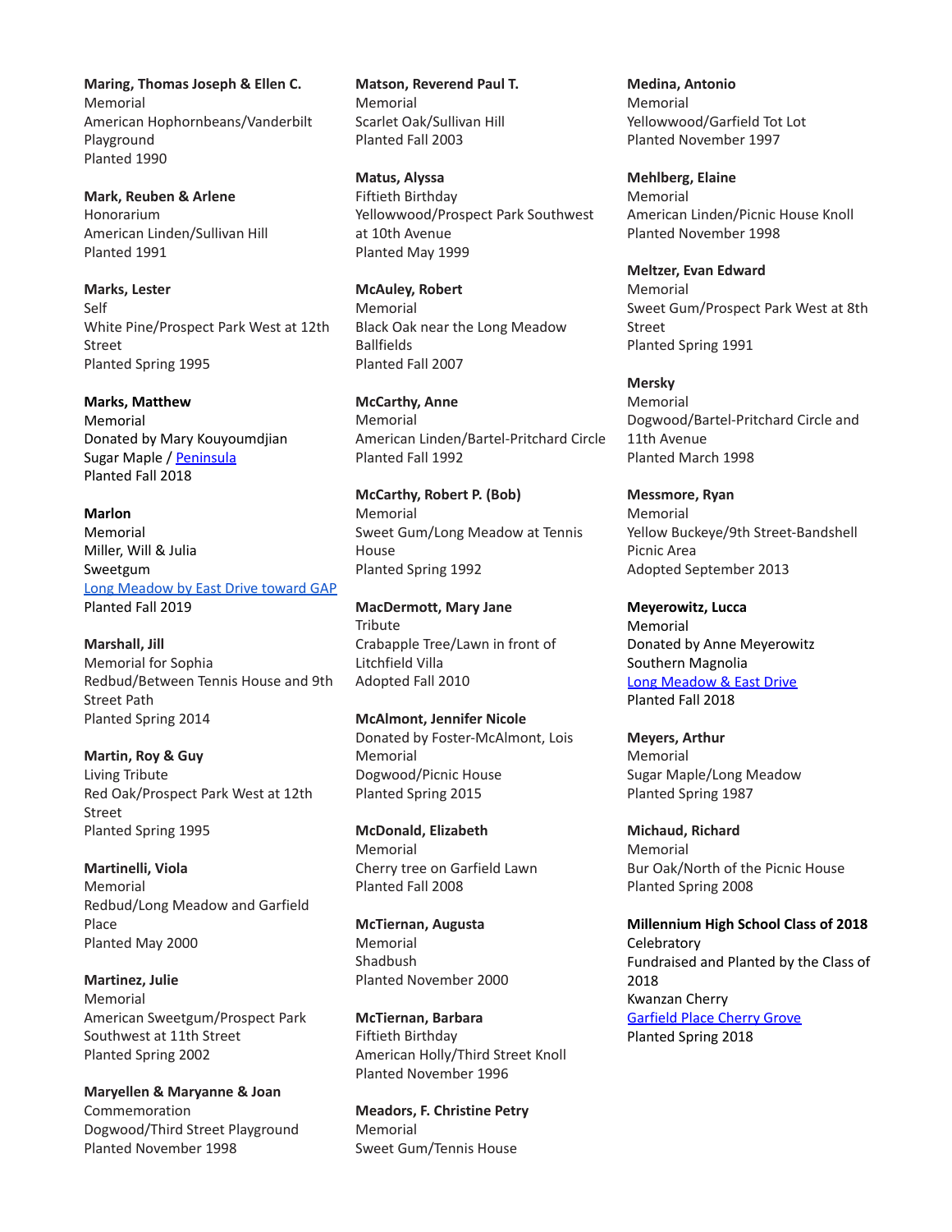**Maring, Thomas Joseph & Ellen C.**
Memorial
American Hophornbeans/Vanderbilt Playground
Planted 1990

**Mark, Reuben & Arlene**
Honorarium
American Linden/Sullivan Hill
Planted 1991

**Marks, Lester**
Self
White Pine/Prospect Park West at 12th Street
Planted Spring 1995

**Marks, Matthew**
Memorial
Donated by Mary Kouyoumdjian
Sugar Maple / Peninsula
Planted Fall 2018

**Marlon**
Memorial
Miller, Will & Julia
Sweetgum
Long Meadow by East Drive toward GAP
Planted Fall 2019

**Marshall, Jill**
Memorial for Sophia
Redbud/Between Tennis House and 9th Street Path
Planted Spring 2014

**Martin, Roy & Guy**
Living Tribute
Red Oak/Prospect Park West at 12th Street
Planted Spring 1995

**Martinelli, Viola**
Memorial
Redbud/Long Meadow and Garfield Place
Planted May 2000

**Martinez, Julie**
Memorial
American Sweetgum/Prospect Park Southwest at 11th Street
Planted Spring 2002

**Maryellen & Maryanne & Joan**
Commemoration
Dogwood/Third Street Playground
Planted November 1998

**Matson, Reverend Paul T.**
Memorial
Scarlet Oak/Sullivan Hill
Planted Fall 2003

**Matus, Alyssa**
Fiftieth Birthday
Yellowwood/Prospect Park Southwest at 10th Avenue
Planted May 1999

**McAuley, Robert**
Memorial
Black Oak near the Long Meadow Ballfields
Planted Fall 2007

**McCarthy, Anne**
Memorial
American Linden/Bartel-Pritchard Circle
Planted Fall 1992

**McCarthy, Robert P. (Bob)**
Memorial
Sweet Gum/Long Meadow at Tennis House
Planted Spring 1992

**MacDermott, Mary Jane**
Tribute
Crabapple Tree/Lawn in front of Litchfield Villa
Adopted Fall 2010

**McAlmont, Jennifer Nicole**
Donated by Foster-McAlmont, Lois
Memorial
Dogwood/Picnic House
Planted Spring 2015

**McDonald, Elizabeth**
Memorial
Cherry tree on Garfield Lawn
Planted Fall 2008

**McTiernan, Augusta**
Memorial
Shadbush
Planted November 2000

**McTiernan, Barbara**
Fiftieth Birthday
American Holly/Third Street Knoll
Planted November 1996

**Meadors, F. Christine Petry**
Memorial
Sweet Gum/Tennis House

**Medina, Antonio**
Memorial
Yellowwood/Garfield Tot Lot
Planted November 1997

**Mehlberg, Elaine**
Memorial
American Linden/Picnic House Knoll
Planted November 1998

**Meltzer, Evan Edward**
Memorial
Sweet Gum/Prospect Park West at 8th Street
Planted Spring 1991

**Mersky**
Memorial
Dogwood/Bartel-Pritchard Circle and 11th Avenue
Planted March 1998

**Messmore, Ryan**
Memorial
Yellow Buckeye/9th Street-Bandshell Picnic Area
Adopted September 2013

**Meyerowitz, Lucca**
Memorial
Donated by Anne Meyerowitz
Southern Magnolia
Long Meadow & East Drive
Planted Fall 2018

**Meyers, Arthur**
Memorial
Sugar Maple/Long Meadow
Planted Spring 1987

**Michaud, Richard**
Memorial
Bur Oak/North of the Picnic House
Planted Spring 2008

**Millennium High School Class of 2018**
Celebratory
Fundraised and Planted by the Class of 2018
Kwanzan Cherry
Garfield Place Cherry Grove
Planted Spring 2018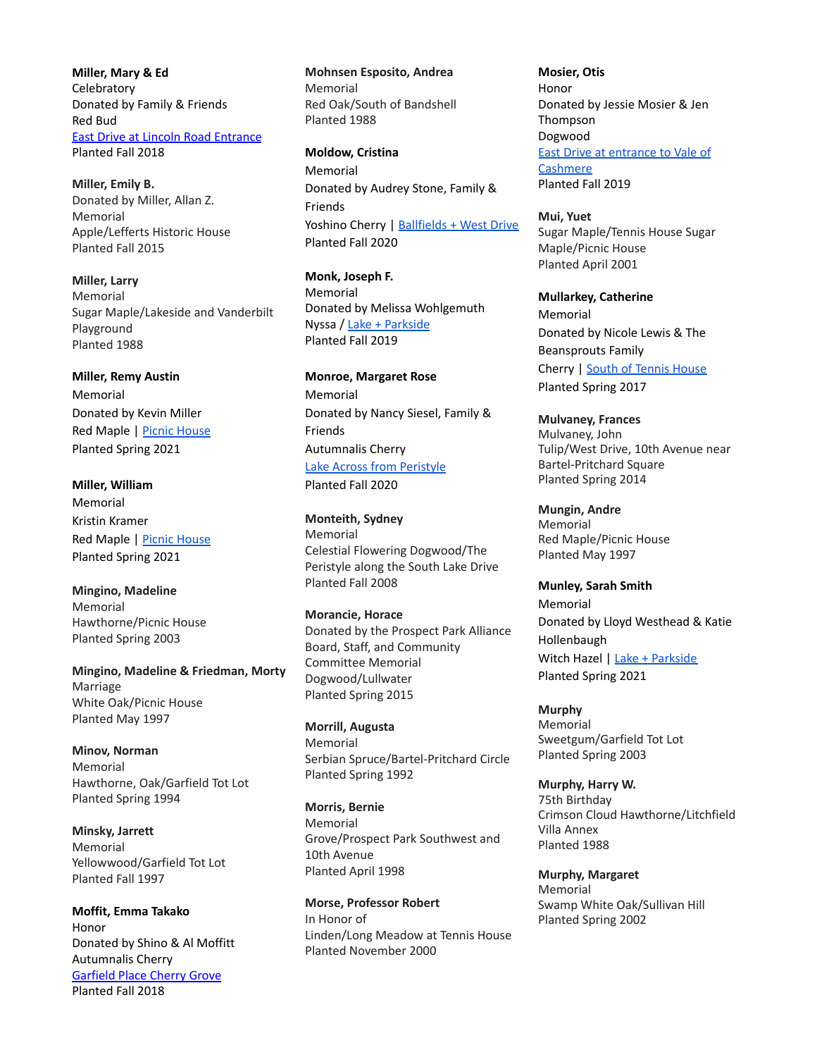**Miller, Mary & Ed**
Celebratory
Donated by Family & Friends
Red Bud
East Drive at Lincoln Road Entrance
Planted Fall 2018

**Miller, Emily B.**
Donated by Miller, Allan Z.
Memorial
Apple/Lefferts Historic House
Planted Fall 2015

**Miller, Larry**
Memorial
Sugar Maple/Lakeside and Vanderbilt Playground
Planted 1988

**Miller, Remy Austin**
Memorial
Donated by Kevin Miller
Red Maple | Picnic House
Planted Spring 2021

**Miller, William**
Memorial
Kristin Kramer
Red Maple | Picnic House
Planted Spring 2021

**Mingino, Madeline**
Memorial
Hawthorne/Picnic House
Planted Spring 2003

**Mingino, Madeline & Friedman, Morty**
Marriage
White Oak/Picnic House
Planted May 1997

**Minov, Norman**
Memorial
Hawthorne, Oak/Garfield Tot Lot
Planted Spring 1994

**Minsky, Jarrett**
Memorial
Yellowwood/Garfield Tot Lot
Planted Fall 1997

**Moffit, Emma Takako**
Honor
Donated by Shino & Al Moffitt
Autumnalis Cherry
Garfield Place Cherry Grove
Planted Fall 2018

**Mohnsen Esposito, Andrea**
Memorial
Red Oak/South of Bandshell
Planted 1988

**Moldow, Cristina**
Memorial
Donated by Audrey Stone, Family & Friends
Yoshino Cherry | Ballfields + West Drive
Planted Fall 2020

**Monk, Joseph F.**
Memorial
Donated by Melissa Wohlgemuth
Nyssa / Lake + Parkside
Planted Fall 2019

**Monroe, Margaret Rose**
Memorial
Donated by Nancy Siesel, Family & Friends
Autumnalis Cherry
Lake Across from Peristyle
Planted Fall 2020

**Monteith, Sydney**
Memorial
Celestial Flowering Dogwood/The Peristyle along the South Lake Drive
Planted Fall 2008

**Morancie, Horace**
Donated by the Prospect Park Alliance Board, Staff, and Community Committee Memorial
Dogwood/Lullwater
Planted Spring 2015

**Morrill, Augusta**
Memorial
Serbian Spruce/Bartel-Pritchard Circle
Planted Spring 1992

**Morris, Bernie**
Memorial
Grove/Prospect Park Southwest and 10th Avenue
Planted April 1998

**Morse, Professor Robert**
In Honor of
Linden/Long Meadow at Tennis House
Planted November 2000

**Mosier, Otis**
Honor
Donated by Jessie Mosier & Jen Thompson
Dogwood
East Drive at entrance to Vale of Cashmere
Planted Fall 2019

**Mui, Yuet**
Sugar Maple/Tennis House Sugar Maple/Picnic House
Planted April 2001

**Mullarkey, Catherine**
Memorial
Donated by Nicole Lewis & The Beansprouts Family
Cherry | South of Tennis House
Planted Spring 2017

**Mulvaney, Frances**
Mulvaney, John
Tulip/West Drive, 10th Avenue near Bartel-Pritchard Square
Planted Spring 2014

**Mungin, Andre**
Memorial
Red Maple/Picnic House
Planted May 1997

**Munley, Sarah Smith**
Memorial
Donated by Lloyd Westhead & Katie Hollenbaugh
Witch Hazel | Lake + Parkside
Planted Spring 2021

**Murphy**
Memorial
Sweetgum/Garfield Tot Lot
Planted Spring 2003

**Murphy, Harry W.**
75th Birthday
Crimson Cloud Hawthorne/Litchfield Villa Annex
Planted 1988

**Murphy, Margaret**
Memorial
Swamp White Oak/Sullivan Hill
Planted Spring 2002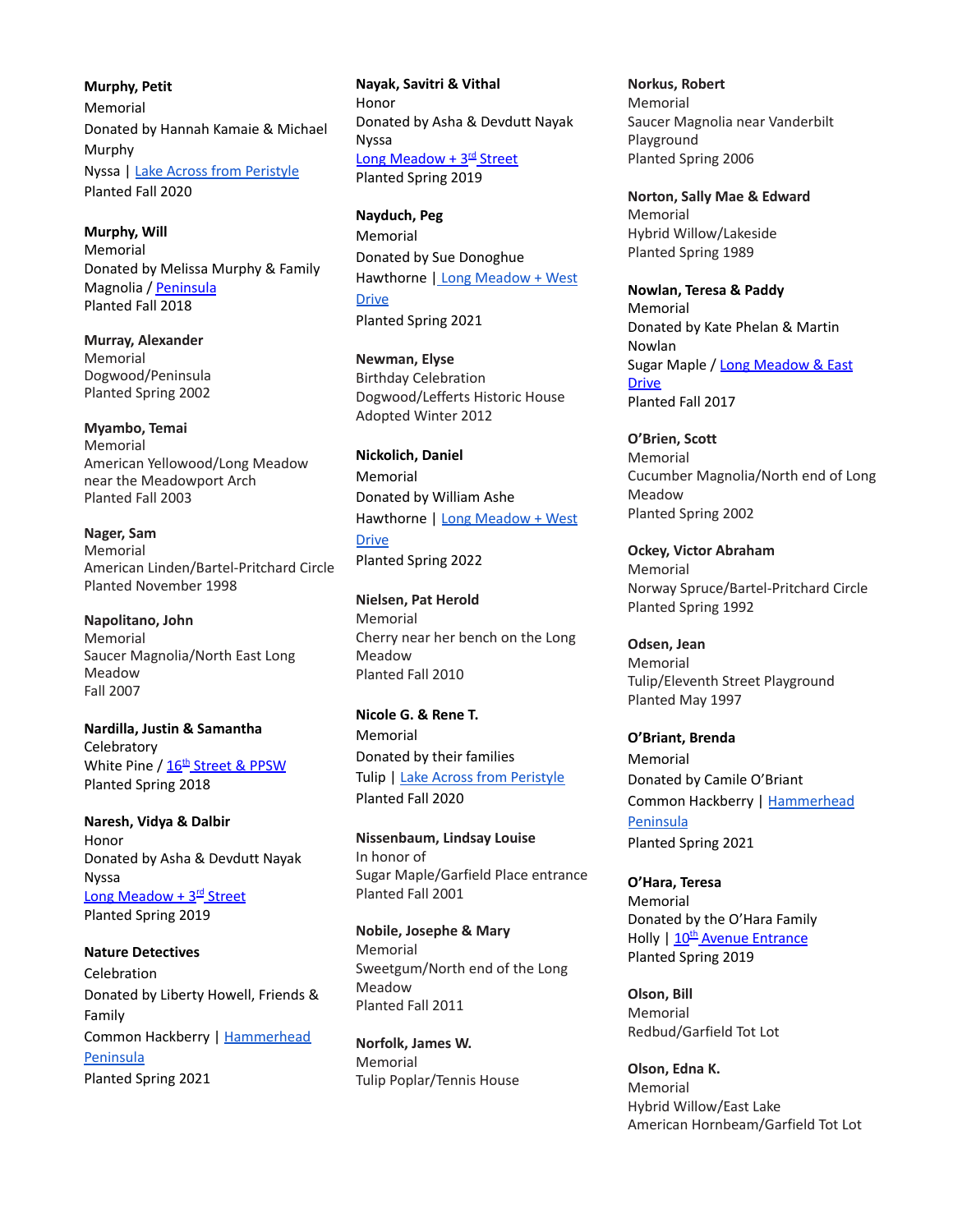**Murphy, Petit**
Memorial
Donated by Hannah Kamaie & Michael Murphy
Nyssa | Lake Across from Peristyle
Planted Fall 2020

**Murphy, Will**
Memorial
Donated by Melissa Murphy & Family
Magnolia / Peninsula
Planted Fall 2018

**Murray, Alexander**
Memorial
Dogwood/Peninsula
Planted Spring 2002

**Myambo, Temai**
Memorial
American Yellowwood/Long Meadow near the Meadowport Arch
Planted Fall 2003

**Nager, Sam**
Memorial
American Linden/Bartel-Pritchard Circle
Planted November 1998

**Napolitano, John**
Memorial
Saucer Magnolia/North East Long Meadow
Fall 2007

**Nardilla, Justin & Samantha**
Celebratory
White Pine / 16th Street & PPSW
Planted Spring 2018

**Naresh, Vidya & Dalbir**
Honor
Donated by Asha & Devdutt Nayak
Nyssa
Long Meadow + 3rd Street
Planted Spring 2019

**Nature Detectives**
Celebration
Donated by Liberty Howell, Friends & Family
Common Hackberry | Hammerhead Peninsula
Planted Spring 2021

**Nayak, Savitri & Vithal**
Honor
Donated by Asha & Devdutt Nayak
Nyssa
Long Meadow + 3rd Street
Planted Spring 2019

**Nayduch, Peg**
Memorial
Donated by Sue Donoghue
Hawthorne | Long Meadow + West Drive
Planted Spring 2021

**Newman, Elyse**
Birthday Celebration
Dogwood/Lefferts Historic House
Adopted Winter 2012

**Nickolich, Daniel**
Memorial
Donated by William Ashe
Hawthorne | Long Meadow + West Drive
Planted Spring 2022

**Nielsen, Pat Herold**
Memorial
Cherry near her bench on the Long Meadow
Planted Fall 2010

**Nicole G. & Rene T.**
Memorial
Donated by their families
Tulip | Lake Across from Peristyle
Planted Fall 2020

**Nissenbaum, Lindsay Louise**
In honor of
Sugar Maple/Garfield Place entrance
Planted Fall 2001

**Nobile, Josephe & Mary**
Memorial
Sweetgum/North end of the Long Meadow
Planted Fall 2011

**Norfolk, James W.**
Memorial
Tulip Poplar/Tennis House

**Norkus, Robert**
Memorial
Saucer Magnolia near Vanderbilt Playground
Planted Spring 2006

**Norton, Sally Mae & Edward**
Memorial
Hybrid Willow/Lakeside
Planted Spring 1989

**Nowlan, Teresa & Paddy**
Memorial
Donated by Kate Phelan & Martin Nowlan
Sugar Maple / Long Meadow & East Drive
Planted Fall 2017

**O'Brien, Scott**
Memorial
Cucumber Magnolia/North end of Long Meadow
Planted Spring 2002

**Ockey, Victor Abraham**
Memorial
Norway Spruce/Bartel-Pritchard Circle
Planted Spring 1992

**Odsen, Jean**
Memorial
Tulip/Eleventh Street Playground
Planted May 1997

**O'Briant, Brenda**
Memorial
Donated by Camile O'Briant
Common Hackberry | Hammerhead Peninsula
Planted Spring 2021

**O'Hara, Teresa**
Memorial
Donated by the O'Hara Family
Holly | 10th Avenue Entrance
Planted Spring 2019

**Olson, Bill**
Memorial
Redbud/Garfield Tot Lot

**Olson, Edna K.**
Memorial
Hybrid Willow/East Lake
American Hornbeam/Garfield Tot Lot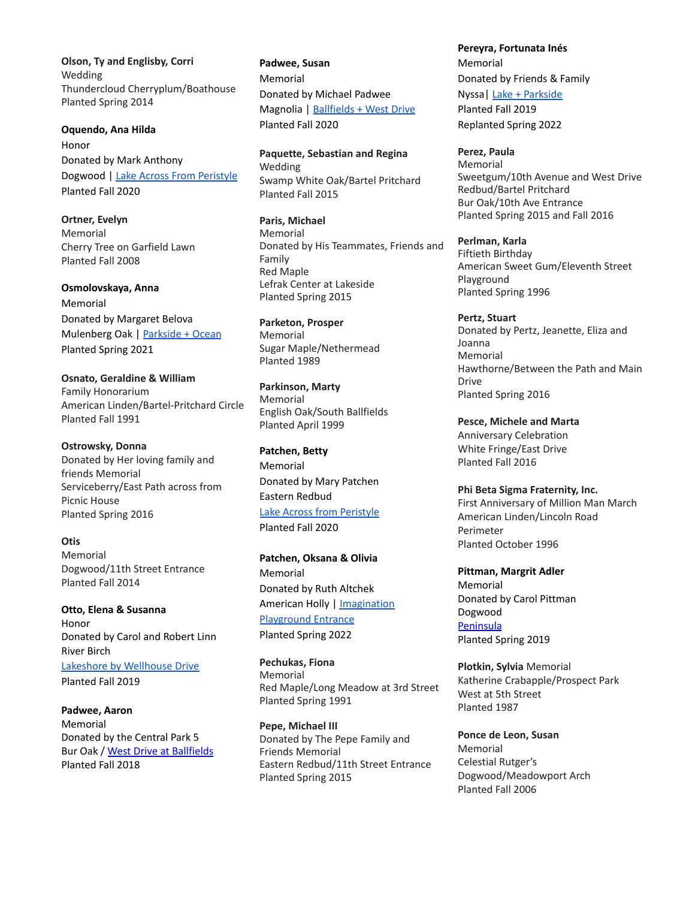**Olson, Ty and Englisby, Corri**
Wedding
Thundercloud Cherryplum/Boathouse
Planted Spring 2014

**Oquendo, Ana Hilda**
Honor
Donated by Mark Anthony
Dogwood | Lake Across From Peristyle
Planted Fall 2020

**Ortner, Evelyn**
Memorial
Cherry Tree on Garfield Lawn
Planted Fall 2008

**Osmolovskaya, Anna**
Memorial
Donated by Margaret Belova
Mulenberg Oak | Parkside + Ocean
Planted Spring 2021

**Osnato, Geraldine & William**
Family Honorarium
American Linden/Bartel-Pritchard Circle
Planted Fall 1991

**Ostrowsky, Donna**
Donated by Her loving family and friends Memorial
Serviceberry/East Path across from Picnic House
Planted Spring 2016

**Otis**
Memorial
Dogwood/11th Street Entrance
Planted Fall 2014

**Otto, Elena & Susanna**
Honor
Donated by Carol and Robert Linn
River Birch
Lakeshore by Wellhouse Drive
Planted Fall 2019

**Padwee, Aaron**
Memorial
Donated by the Central Park 5
Bur Oak / West Drive at Ballfields
Planted Fall 2018

**Padwee, Susan**
Memorial
Donated by Michael Padwee
Magnolia | Ballfields + West Drive
Planted Fall 2020

**Paquette, Sebastian and Regina**
Wedding
Swamp White Oak/Bartel Pritchard
Planted Fall 2015

**Paris, Michael**
Memorial
Donated by His Teammates, Friends and Family
Red Maple
Lefrak Center at Lakeside
Planted Spring 2015

**Parketon, Prosper**
Memorial
Sugar Maple/Nethermead
Planted 1989

**Parkinson, Marty**
Memorial
English Oak/South Ballfields
Planted April 1999

**Patchen, Betty**
Memorial
Donated by Mary Patchen
Eastern Redbud
Lake Across from Peristyle
Planted Fall 2020

**Patchen, Oksana & Olivia**
Memorial
Donated by Ruth Altchek
American Holly | Imagination Playground Entrance
Planted Spring 2022

**Pechukas, Fiona**
Memorial
Red Maple/Long Meadow at 3rd Street
Planted Spring 1991

**Pepe, Michael III**
Donated by The Pepe Family and Friends Memorial
Eastern Redbud/11th Street Entrance
Planted Spring 2015

**Pereyra, Fortunata Inés**
Memorial
Donated by Friends & Family
Nyssa| Lake + Parkside
Planted Fall 2019
Replanted Spring 2022

**Perez, Paula**
Memorial
Sweetgum/10th Avenue and West Drive
Redbud/Bartel Pritchard
Bur Oak/10th Ave Entrance
Planted Spring 2015 and Fall 2016

**Perlman, Karla**
Fiftieth Birthday
American Sweet Gum/Eleventh Street Playground
Planted Spring 1996

**Pertz, Stuart**
Donated by Pertz, Jeanette, Eliza and Joanna
Memorial
Hawthorne/Between the Path and Main Drive
Planted Spring 2016

**Pesce, Michele and Marta**
Anniversary Celebration
White Fringe/East Drive
Planted Fall 2016

**Phi Beta Sigma Fraternity, Inc.**
First Anniversary of Million Man March
American Linden/Lincoln Road Perimeter
Planted October 1996

**Pittman, Margrit Adler**
Memorial
Donated by Carol Pittman
Dogwood
Peninsula
Planted Spring 2019

**Plotkin, Sylvia** Memorial
Katherine Crabapple/Prospect Park West at 5th Street
Planted 1987

**Ponce de Leon, Susan**
Memorial
Celestial Rutger's Dogwood/Meadowport Arch
Planted Fall 2006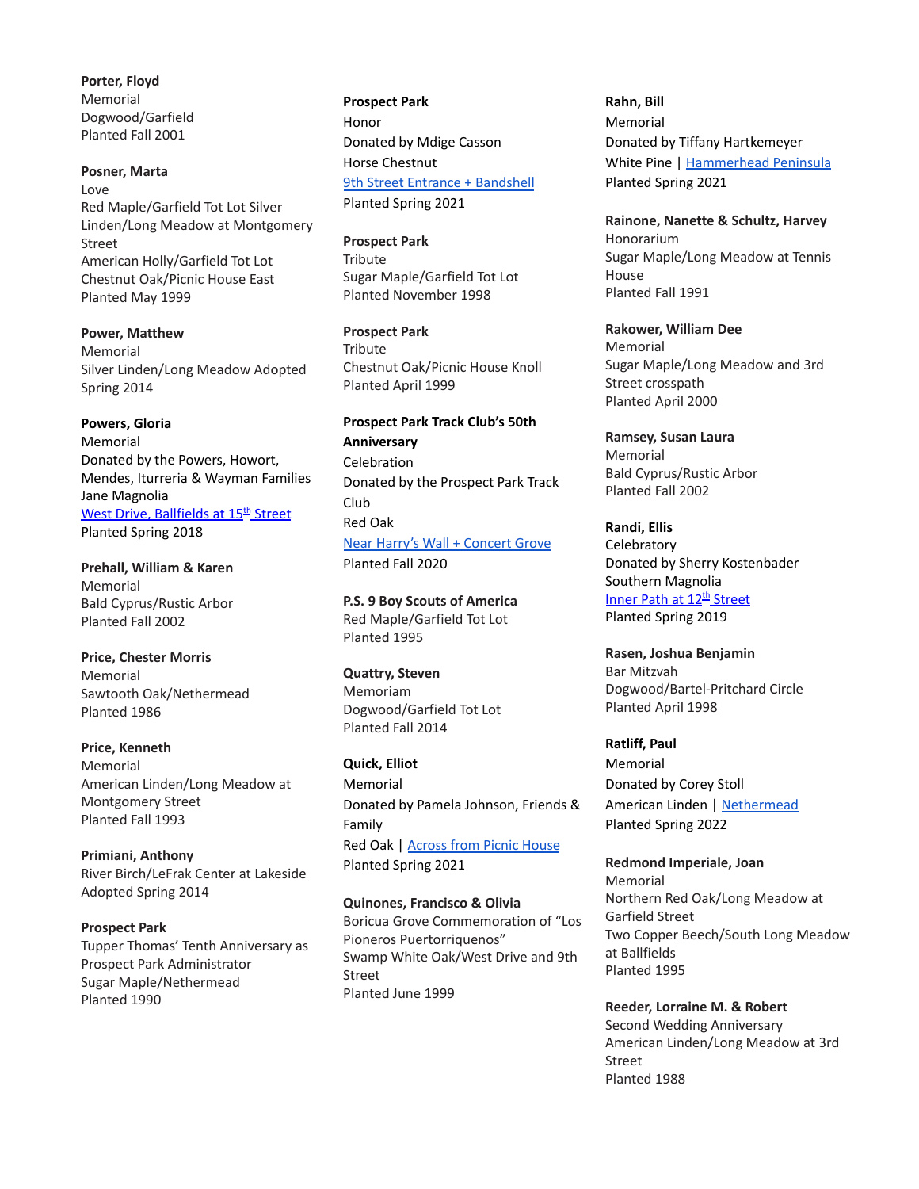**Porter, Floyd**
Memorial
Dogwood/Garfield
Planted Fall 2001

**Posner, Marta**
Love
Red Maple/Garfield Tot Lot Silver Linden/Long Meadow at Montgomery Street
American Holly/Garfield Tot Lot
Chestnut Oak/Picnic House East
Planted May 1999

**Power, Matthew**
Memorial
Silver Linden/Long Meadow Adopted Spring 2014

**Powers, Gloria**
Memorial
Donated by the Powers, Howort, Mendes, Iturreria & Wayman Families
Jane Magnolia
West Drive, Ballfields at 15th Street
Planted Spring 2018

**Prehall, William & Karen**
Memorial
Bald Cyprus/Rustic Arbor
Planted Fall 2002

**Price, Chester Morris**
Memorial
Sawtooth Oak/Nethermead
Planted 1986

**Price, Kenneth**
Memorial
American Linden/Long Meadow at Montgomery Street
Planted Fall 1993

**Primiani, Anthony**
River Birch/LeFrak Center at Lakeside
Adopted Spring 2014

**Prospect Park**
Tupper Thomas' Tenth Anniversary as Prospect Park Administrator
Sugar Maple/Nethermead
Planted 1990

**Prospect Park**
Honor
Donated by Mdige Casson
Horse Chestnut
9th Street Entrance + Bandshell
Planted Spring 2021

**Prospect Park**
Tribute
Sugar Maple/Garfield Tot Lot
Planted November 1998

**Prospect Park**
Tribute
Chestnut Oak/Picnic House Knoll
Planted April 1999

**Prospect Park Track Club's 50th Anniversary**
Celebration
Donated by the Prospect Park Track Club
Red Oak
Near Harry's Wall + Concert Grove
Planted Fall 2020

**P.S. 9 Boy Scouts of America**
Red Maple/Garfield Tot Lot
Planted 1995

**Quattry, Steven**
Memoriam
Dogwood/Garfield Tot Lot
Planted Fall 2014

**Quick, Elliot**
Memorial
Donated by Pamela Johnson, Friends & Family
Red Oak | Across from Picnic House
Planted Spring 2021

**Quinones, Francisco & Olivia**
Boricua Grove Commemoration of "Los Pioneros Puertorriquenos"
Swamp White Oak/West Drive and 9th Street
Planted June 1999

**Rahn, Bill**
Memorial
Donated by Tiffany Hartkemeyer
White Pine | Hammerhead Peninsula
Planted Spring 2021

**Rainone, Nanette & Schultz, Harvey**
Honorarium
Sugar Maple/Long Meadow at Tennis House
Planted Fall 1991

**Rakower, William Dee**
Memorial
Sugar Maple/Long Meadow and 3rd Street crosspath
Planted April 2000

**Ramsey, Susan Laura**
Memorial
Bald Cyprus/Rustic Arbor
Planted Fall 2002

**Randi, Ellis**
Celebratory
Donated by Sherry Kostenbader
Southern Magnolia
Inner Path at 12th Street
Planted Spring 2019

**Rasen, Joshua Benjamin**
Bar Mitzvah
Dogwood/Bartel-Pritchard Circle
Planted April 1998

**Ratliff, Paul**
Memorial
Donated by Corey Stoll
American Linden | Nethermead
Planted Spring 2022

**Redmond Imperiale, Joan**
Memorial
Northern Red Oak/Long Meadow at Garfield Street
Two Copper Beech/South Long Meadow at Ballfields
Planted 1995

**Reeder, Lorraine M. & Robert**
Second Wedding Anniversary
American Linden/Long Meadow at 3rd Street
Planted 1988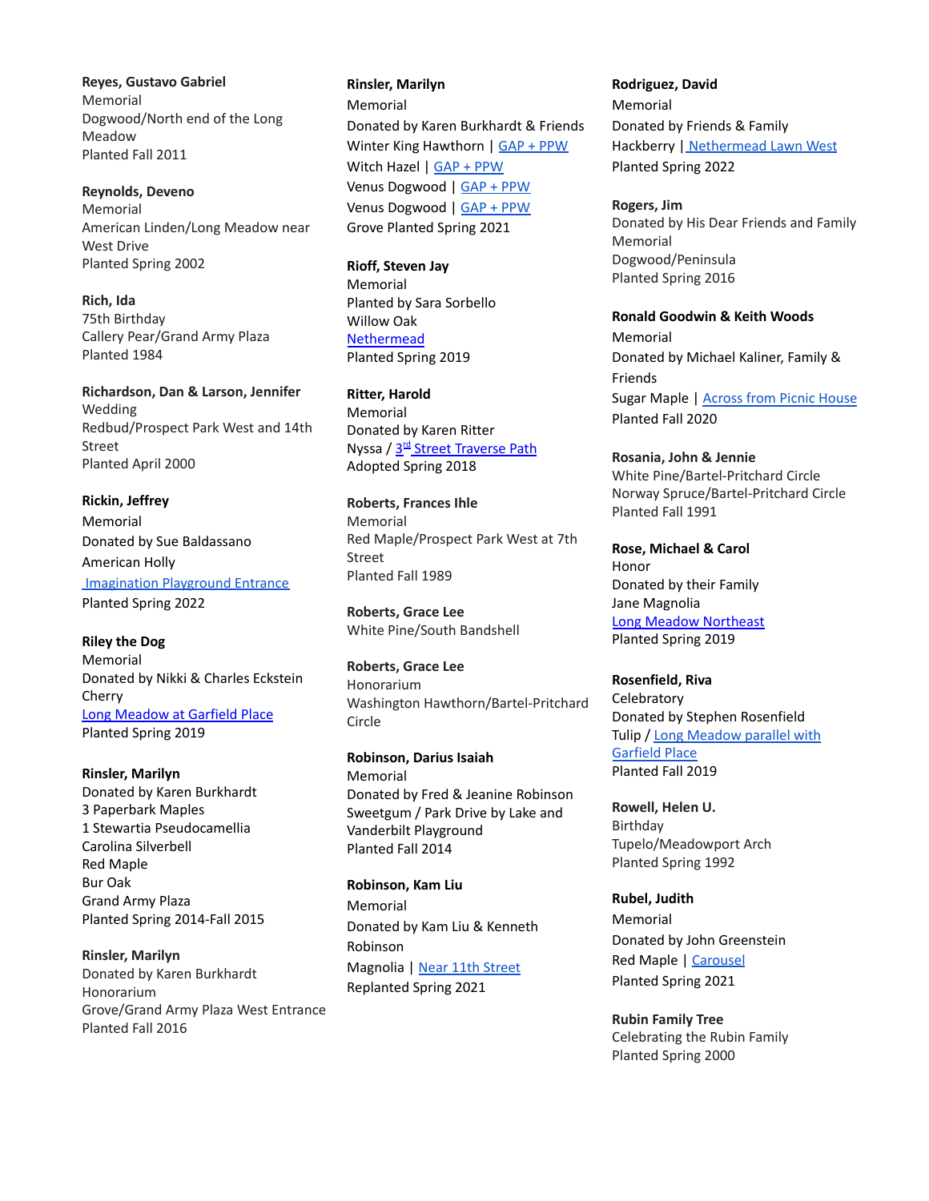**Reyes, Gustavo Gabriel**
Memorial
Dogwood/North end of the Long Meadow
Planted Fall 2011

**Reynolds, Deveno**
Memorial
American Linden/Long Meadow near West Drive
Planted Spring 2002

**Rich, Ida**
75th Birthday
Callery Pear/Grand Army Plaza
Planted 1984

**Richardson, Dan & Larson, Jennifer**
Wedding
Redbud/Prospect Park West and 14th Street
Planted April 2000

**Rickin, Jeffrey**
Memorial
Donated by Sue Baldassano
American Holly
Imagination Playground Entrance
Planted Spring 2022

**Riley the Dog**
Memorial
Donated by Nikki & Charles Eckstein
Cherry
Long Meadow at Garfield Place
Planted Spring 2019

**Rinsler, Marilyn**
Donated by Karen Burkhardt
3 Paperbark Maples
1 Stewartia Pseudocamellia
Carolina Silverbell
Red Maple
Bur Oak
Grand Army Plaza
Planted Spring 2014-Fall 2015

**Rinsler, Marilyn**
Donated by Karen Burkhardt
Honorarium
Grove/Grand Army Plaza West Entrance
Planted Fall 2016

**Rinsler, Marilyn**
Memorial
Donated by Karen Burkhardt & Friends
Winter King Hawthorn | GAP + PPW
Witch Hazel | GAP + PPW
Venus Dogwood | GAP + PPW
Venus Dogwood | GAP + PPW
Grove Planted Spring 2021

**Rioff, Steven Jay**
Memorial
Planted by Sara Sorbello
Willow Oak
Nethermead
Planted Spring 2019

**Ritter, Harold**
Memorial
Donated by Karen Ritter
Nyssa / 3rd Street Traverse Path
Adopted Spring 2018

**Roberts, Frances Ihle**
Memorial
Red Maple/Prospect Park West at 7th Street
Planted Fall 1989

**Roberts, Grace Lee**
White Pine/South Bandshell

**Roberts, Grace Lee**
Honorarium
Washington Hawthorn/Bartel-Pritchard Circle

**Robinson, Darius Isaiah**
Memorial
Donated by Fred & Jeanine Robinson
Sweetgum / Park Drive by Lake and Vanderbilt Playground
Planted Fall 2014

**Robinson, Kam Liu**
Memorial
Donated by Kam Liu & Kenneth Robinson
Magnolia | Near 11th Street
Replanted Spring 2021

**Rodriguez, David**
Memorial
Donated by Friends & Family
Hackberry | Nethermead Lawn West
Planted Spring 2022

**Rogers, Jim**
Donated by His Dear Friends and Family
Memorial
Dogwood/Peninsula
Planted Spring 2016

**Ronald Goodwin & Keith Woods**
Memorial
Donated by Michael Kaliner, Family & Friends
Sugar Maple | Across from Picnic House
Planted Fall 2020

**Rosania, John & Jennie**
White Pine/Bartel-Pritchard Circle
Norway Spruce/Bartel-Pritchard Circle
Planted Fall 1991

**Rose, Michael & Carol**
Honor
Donated by their Family
Jane Magnolia
Long Meadow Northeast
Planted Spring 2019

**Rosenfield, Riva**
Celebratory
Donated by Stephen Rosenfield
Tulip / Long Meadow parallel with Garfield Place
Planted Fall 2019

**Rowell, Helen U.**
Birthday
Tupelo/Meadowport Arch
Planted Spring 1992

**Rubel, Judith**
Memorial
Donated by John Greenstein
Red Maple | Carousel
Planted Spring 2021

**Rubin Family Tree**
Celebrating the Rubin Family
Planted Spring 2000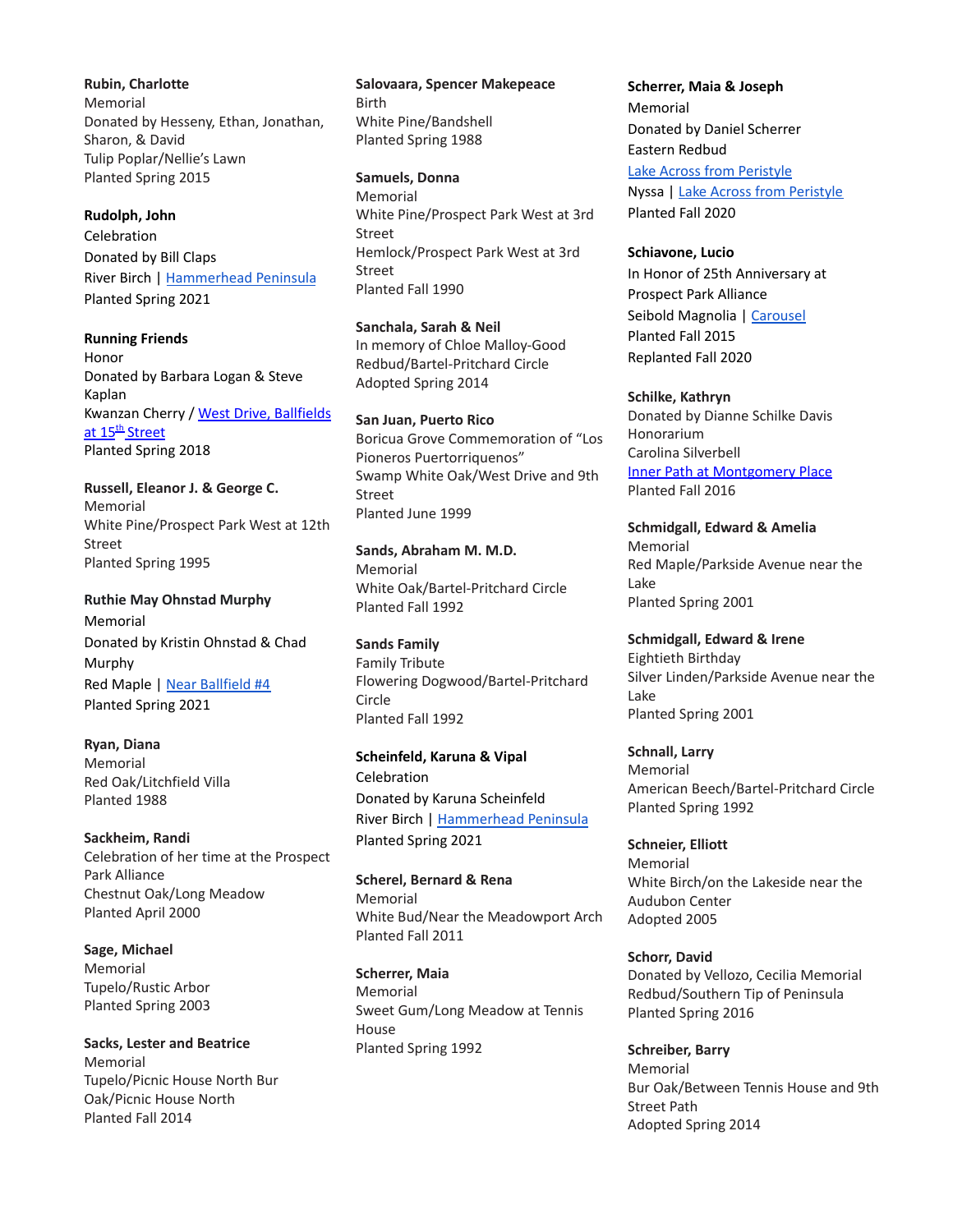**Rubin, Charlotte**
Memorial
Donated by Hesseny, Ethan, Jonathan, Sharon, & David
Tulip Poplar/Nellie's Lawn
Planted Spring 2015

**Rudolph, John**
Celebration
Donated by Bill Claps
River Birch | Hammerhead Peninsula
Planted Spring 2021

**Running Friends**
Honor
Donated by Barbara Logan & Steve Kaplan
Kwanzan Cherry / West Drive, Ballfields at 15th Street
Planted Spring 2018

**Russell, Eleanor J. & George C.**
Memorial
White Pine/Prospect Park West at 12th Street
Planted Spring 1995

**Ruthie May Ohnstad Murphy**
Memorial
Donated by Kristin Ohnstad & Chad Murphy
Red Maple | Near Ballfield #4
Planted Spring 2021

**Ryan, Diana**
Memorial
Red Oak/Litchfield Villa
Planted 1988

**Sackheim, Randi**
Celebration of her time at the Prospect Park Alliance
Chestnut Oak/Long Meadow
Planted April 2000

**Sage, Michael**
Memorial
Tupelo/Rustic Arbor
Planted Spring 2003

**Sacks, Lester and Beatrice**
Memorial
Tupelo/Picnic House North Bur Oak/Picnic House North
Planted Fall 2014

**Salovaara, Spencer Makepeace**
Birth
White Pine/Bandshell
Planted Spring 1988

**Samuels, Donna**
Memorial
White Pine/Prospect Park West at 3rd Street
Hemlock/Prospect Park West at 3rd Street
Planted Fall 1990

**Sanchala, Sarah & Neil**
In memory of Chloe Malloy-Good
Redbud/Bartel-Pritchard Circle
Adopted Spring 2014

**San Juan, Puerto Rico**
Boricua Grove Commemoration of "Los Pioneros Puertorriquenos"
Swamp White Oak/West Drive and 9th Street
Planted June 1999

**Sands, Abraham M. M.D.**
Memorial
White Oak/Bartel-Pritchard Circle
Planted Fall 1992

**Sands Family**
Family Tribute
Flowering Dogwood/Bartel-Pritchard Circle
Planted Fall 1992

**Scheinfeld, Karuna & Vipal**
Celebration
Donated by Karuna Scheinfeld
River Birch | Hammerhead Peninsula
Planted Spring 2021

**Scherel, Bernard & Rena**
Memorial
White Bud/Near the Meadowport Arch
Planted Fall 2011

**Scherrer, Maia**
Memorial
Sweet Gum/Long Meadow at Tennis House
Planted Spring 1992

**Scherrer, Maia & Joseph**
Memorial
Donated by Daniel Scherrer
Eastern Redbud
Lake Across from Peristyle
Nyssa | Lake Across from Peristyle
Planted Fall 2020

**Schiavone, Lucio**
In Honor of 25th Anniversary at Prospect Park Alliance
Seibold Magnolia | Carousel
Planted Fall 2015
Replanted Fall 2020

**Schilke, Kathryn**
Donated by Dianne Schilke Davis
Honorarium
Carolina Silverbell
Inner Path at Montgomery Place
Planted Fall 2016

**Schmidgall, Edward & Amelia**
Memorial
Red Maple/Parkside Avenue near the Lake
Planted Spring 2001

**Schmidgall, Edward & Irene**
Eightieth Birthday
Silver Linden/Parkside Avenue near the Lake
Planted Spring 2001

**Schnall, Larry**
Memorial
American Beech/Bartel-Pritchard Circle
Planted Spring 1992

**Schneier, Elliott**
Memorial
White Birch/on the Lakeside near the Audubon Center
Adopted 2005

**Schorr, David**
Donated by Vellozo, Cecilia Memorial
Redbud/Southern Tip of Peninsula
Planted Spring 2016

**Schreiber, Barry**
Memorial
Bur Oak/Between Tennis House and 9th Street Path
Adopted Spring 2014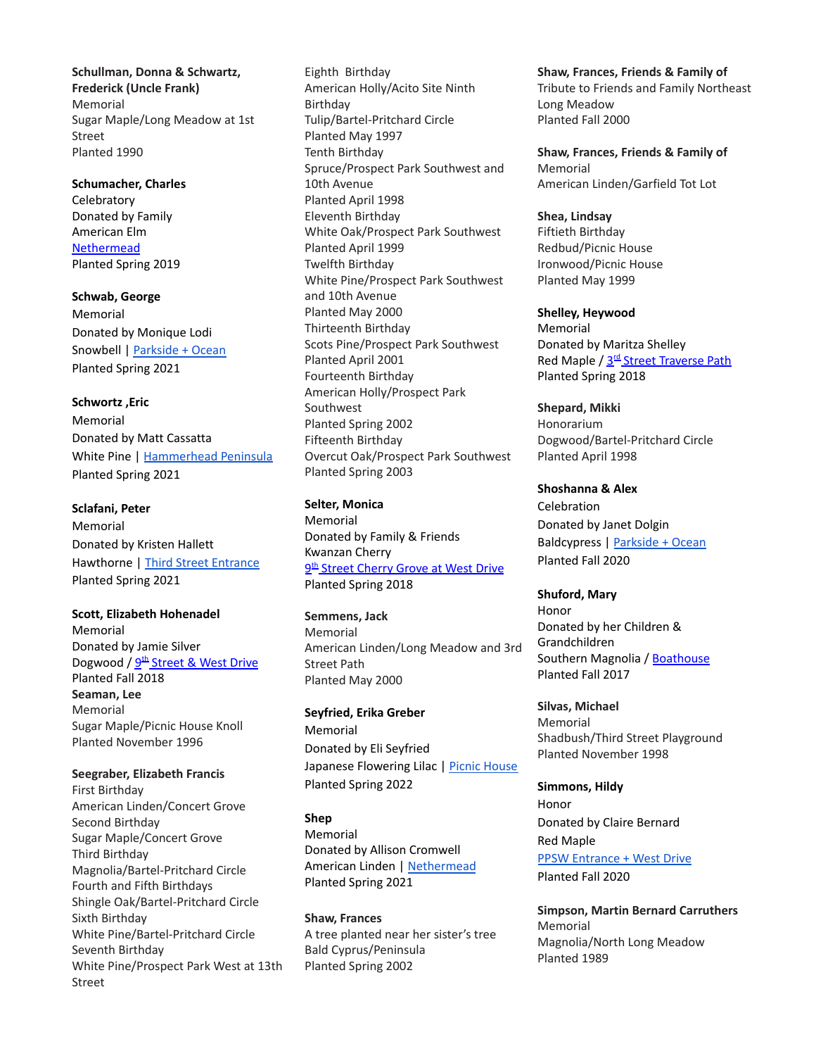**Schullman, Donna & Schwartz, Frederick (Uncle Frank)**
Memorial
Sugar Maple/Long Meadow at 1st Street
Planted 1990

**Schumacher, Charles**
Celebratory
Donated by Family
American Elm
Nethermead
Planted Spring 2019

**Schwab, George**
Memorial
Donated by Monique Lodi
Snowbell | Parkside + Ocean
Planted Spring 2021

**Schwortz ,Eric**
Memorial
Donated by Matt Cassatta
White Pine | Hammerhead Peninsula
Planted Spring 2021

**Sclafani, Peter**
Memorial
Donated by Kristen Hallett
Hawthorne | Third Street Entrance
Planted Spring 2021

**Scott, Elizabeth Hohenadel**
Memorial
Donated by Jamie Silver
Dogwood / 9th Street & West Drive
Planted Fall 2018

**Seaman, Lee**
Memorial
Sugar Maple/Picnic House Knoll
Planted November 1996

**Seegraber, Elizabeth Francis**
First Birthday
American Linden/Concert Grove
Second Birthday
Sugar Maple/Concert Grove
Third Birthday
Magnolia/Bartel-Pritchard Circle
Fourth and Fifth Birthdays
Shingle Oak/Bartel-Pritchard Circle
Sixth Birthday
White Pine/Bartel-Pritchard Circle
Seventh Birthday
White Pine/Prospect Park West at 13th Street
Eighth Birthday
American Holly/Acito Site Ninth Birthday
Tulip/Bartel-Pritchard Circle
Planted May 1997
Tenth Birthday
Spruce/Prospect Park Southwest and 10th Avenue
Planted April 1998
Eleventh Birthday
White Oak/Prospect Park Southwest
Planted April 1999
Twelfth Birthday
White Pine/Prospect Park Southwest and 10th Avenue
Planted May 2000
Thirteenth Birthday
Scots Pine/Prospect Park Southwest
Planted April 2001
Fourteenth Birthday
American Holly/Prospect Park Southwest
Planted Spring 2002
Fifteenth Birthday
Overcut Oak/Prospect Park Southwest
Planted Spring 2003

**Selter, Monica**
Memorial
Donated by Family & Friends
Kwanzan Cherry
9th Street Cherry Grove at West Drive
Planted Spring 2018

**Semmens, Jack**
Memorial
American Linden/Long Meadow and 3rd Street Path
Planted May 2000

**Seyfried, Erika Greber**
Memorial
Donated by Eli Seyfried
Japanese Flowering Lilac | Picnic House
Planted Spring 2022

**Shep**
Memorial
Donated by Allison Cromwell
American Linden | Nethermead
Planted Spring 2021

**Shaw, Frances**
A tree planted near her sister's tree
Bald Cyprus/Peninsula
Planted Spring 2002

**Shaw, Frances, Friends & Family of**
Tribute to Friends and Family Northeast Long Meadow
Planted Fall 2000

**Shaw, Frances, Friends & Family of**
Memorial
American Linden/Garfield Tot Lot

**Shea, Lindsay**
Fiftieth Birthday
Redbud/Picnic House
Ironwood/Picnic House
Planted May 1999

**Shelley, Heywood**
Memorial
Donated by Maritza Shelley
Red Maple / 3rd Street Traverse Path
Planted Spring 2018

**Shepard, Mikki**
Honorarium
Dogwood/Bartel-Pritchard Circle
Planted April 1998

**Shoshanna & Alex**
Celebration
Donated by Janet Dolgin
Baldcypress | Parkside + Ocean
Planted Fall 2020

**Shuford, Mary**
Honor
Donated by her Children & Grandchildren
Southern Magnolia / Boathouse
Planted Fall 2017

**Silvas, Michael**
Memorial
Shadbush/Third Street Playground
Planted November 1998

**Simmons, Hildy**
Honor
Donated by Claire Bernard
Red Maple
PPSW Entrance + West Drive
Planted Fall 2020

**Simpson, Martin Bernard Carruthers**
Memorial
Magnolia/North Long Meadow
Planted 1989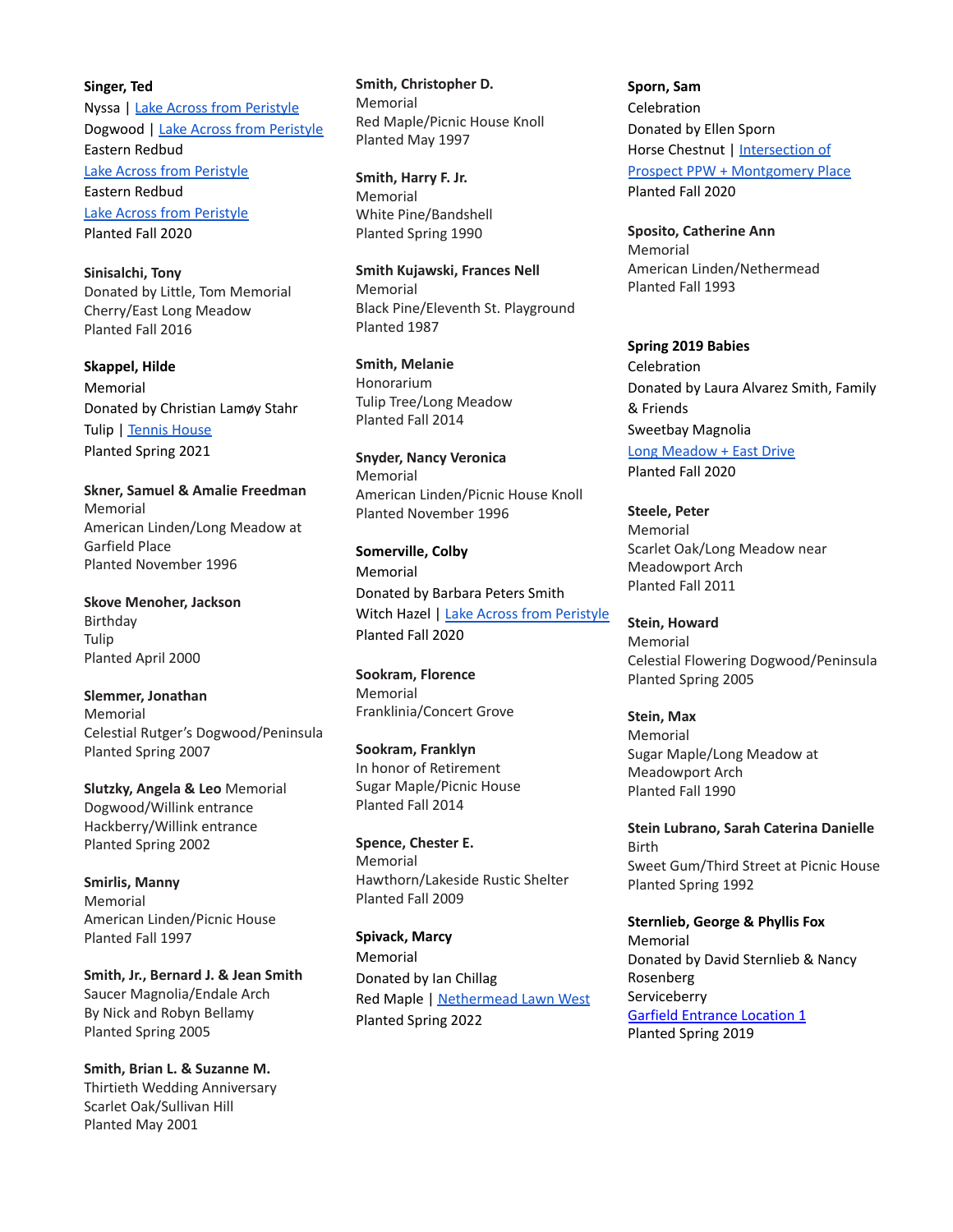**Singer, Ted**
Nyssa | Lake Across from Peristyle
Dogwood | Lake Across from Peristyle
Eastern Redbud
Lake Across from Peristyle
Eastern Redbud
Lake Across from Peristyle
Planted Fall 2020

**Sinisalchi, Tony**
Donated by Little, Tom Memorial
Cherry/East Long Meadow
Planted Fall 2016

**Skappel, Hilde**
Memorial
Donated by Christian Lamøy Stahr
Tulip | Tennis House
Planted Spring 2021

**Skner, Samuel & Amalie Freedman**
Memorial
American Linden/Long Meadow at Garfield Place
Planted November 1996

**Skove Menoher, Jackson**
Birthday
Tulip
Planted April 2000

**Slemmer, Jonathan**
Memorial
Celestial Rutger's Dogwood/Peninsula
Planted Spring 2007

**Slutzky, Angela & Leo** Memorial
Dogwood/Willink entrance
Hackberry/Willink entrance
Planted Spring 2002

**Smirlis, Manny**
Memorial
American Linden/Picnic House
Planted Fall 1997

**Smith, Jr., Bernard J. & Jean Smith**
Saucer Magnolia/Endale Arch
By Nick and Robyn Bellamy
Planted Spring 2005

**Smith, Brian L. & Suzanne M.**
Thirtieth Wedding Anniversary
Scarlet Oak/Sullivan Hill
Planted May 2001

**Smith, Christopher D.**
Memorial
Red Maple/Picnic House Knoll
Planted May 1997

**Smith, Harry F. Jr.**
Memorial
White Pine/Bandshell
Planted Spring 1990

**Smith Kujawski, Frances Nell**
Memorial
Black Pine/Eleventh St. Playground
Planted 1987

**Smith, Melanie**
Honorarium
Tulip Tree/Long Meadow
Planted Fall 2014

**Snyder, Nancy Veronica**
Memorial
American Linden/Picnic House Knoll
Planted November 1996

**Somerville, Colby**
Memorial
Donated by Barbara Peters Smith
Witch Hazel | Lake Across from Peristyle
Planted Fall 2020

**Sookram, Florence**
Memorial
Franklinia/Concert Grove

**Sookram, Franklyn**
In honor of Retirement
Sugar Maple/Picnic House
Planted Fall 2014

**Spence, Chester E.**
Memorial
Hawthorn/Lakeside Rustic Shelter
Planted Fall 2009

**Spivack, Marcy**
Memorial
Donated by Ian Chillag
Red Maple | Nethermead Lawn West
Planted Spring 2022

**Sporn, Sam**
Celebration
Donated by Ellen Sporn
Horse Chestnut | Intersection of Prospect PPW + Montgomery Place
Planted Fall 2020

**Sposito, Catherine Ann**
Memorial
American Linden/Nethermead
Planted Fall 1993

**Spring 2019 Babies**
Celebration
Donated by Laura Alvarez Smith, Family & Friends
Sweetbay Magnolia
Long Meadow + East Drive
Planted Fall 2020

**Steele, Peter**
Memorial
Scarlet Oak/Long Meadow near Meadowport Arch
Planted Fall 2011

**Stein, Howard**
Memorial
Celestial Flowering Dogwood/Peninsula
Planted Spring 2005

**Stein, Max**
Memorial
Sugar Maple/Long Meadow at Meadowport Arch
Planted Fall 1990

**Stein Lubrano, Sarah Caterina Danielle**
Birth
Sweet Gum/Third Street at Picnic House
Planted Spring 1992

**Sternlieb, George & Phyllis Fox**
Memorial
Donated by David Sternlieb & Nancy Rosenberg
Serviceberry
Garfield Entrance Location 1
Planted Spring 2019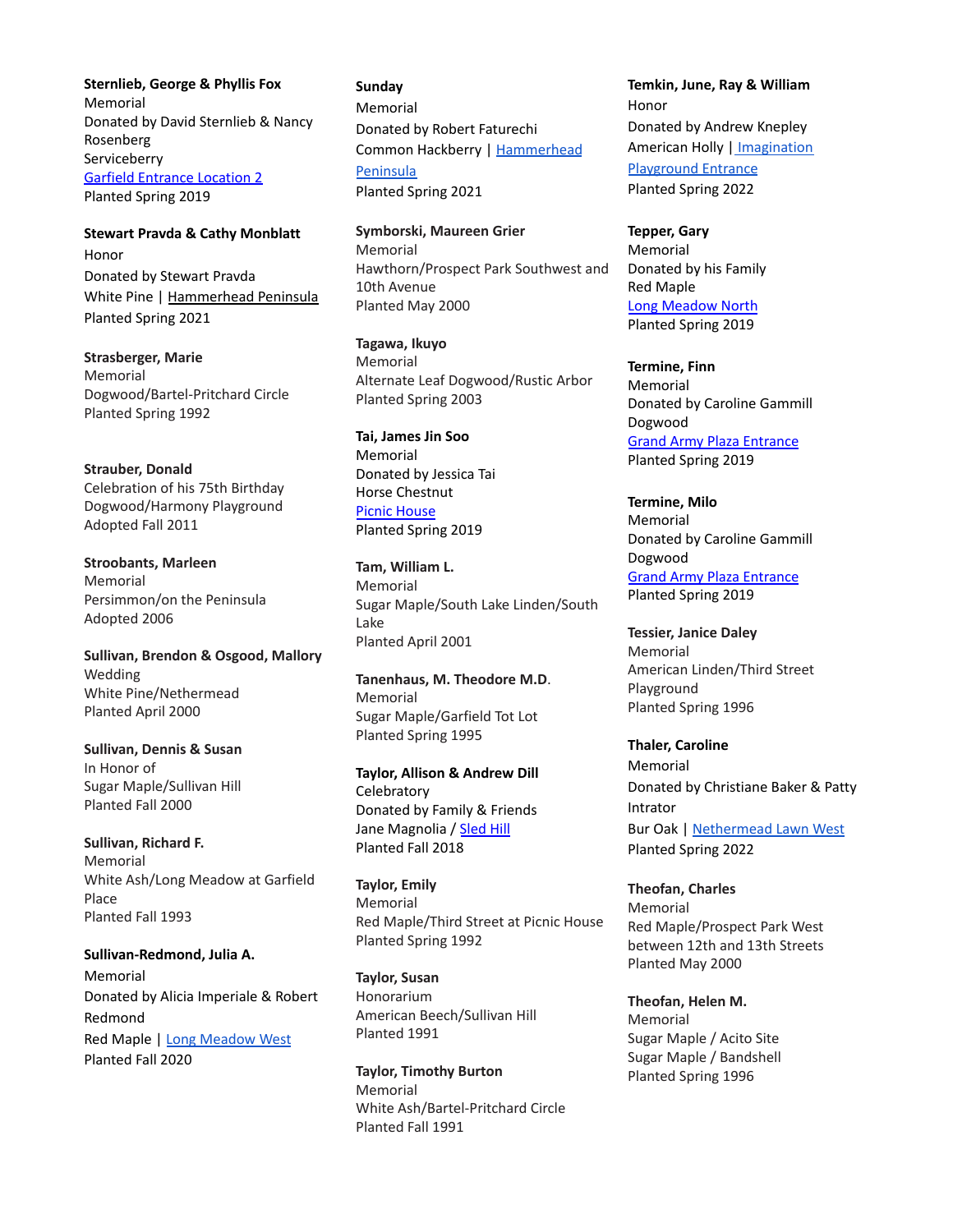**Sternlieb, George & Phyllis Fox**
Memorial
Donated by David Sternlieb & Nancy Rosenberg
Serviceberry
Garfield Entrance Location 2
Planted Spring 2019

**Stewart Pravda & Cathy Monblatt**
Honor
Donated by Stewart Pravda
White Pine | Hammerhead Peninsula
Planted Spring 2021

**Strasberger, Marie**
Memorial
Dogwood/Bartel-Pritchard Circle
Planted Spring 1992

**Strauber, Donald**
Celebration of his 75th Birthday
Dogwood/Harmony Playground
Adopted Fall 2011

**Stroobants, Marleen**
Memorial
Persimmon/on the Peninsula
Adopted 2006

**Sullivan, Brendon & Osgood, Mallory**
Wedding
White Pine/Nethermead
Planted April 2000

**Sullivan, Dennis & Susan**
In Honor of
Sugar Maple/Sullivan Hill
Planted Fall 2000

**Sullivan, Richard F.**
Memorial
White Ash/Long Meadow at Garfield Place
Planted Fall 1993

**Sullivan-Redmond, Julia A.**
Memorial
Donated by Alicia Imperiale & Robert Redmond
Red Maple | Long Meadow West
Planted Fall 2020

**Sunday**
Memorial
Donated by Robert Faturechi
Common Hackberry | Hammerhead Peninsula
Planted Spring 2021

**Symborski, Maureen Grier**
Memorial
Hawthorn/Prospect Park Southwest and 10th Avenue
Planted May 2000

**Tagawa, Ikuyo**
Memorial
Alternate Leaf Dogwood/Rustic Arbor
Planted Spring 2003

**Tai, James Jin Soo**
Memorial
Donated by Jessica Tai
Horse Chestnut
Picnic House
Planted Spring 2019

**Tam, William L.**
Memorial
Sugar Maple/South Lake Linden/South Lake
Planted April 2001

**Tanenhaus, M. Theodore M.D.**
Memorial
Sugar Maple/Garfield Tot Lot
Planted Spring 1995

**Taylor, Allison & Andrew Dill**
Celebratory
Donated by Family & Friends
Jane Magnolia / Sled Hill
Planted Fall 2018

**Taylor, Emily**
Memorial
Red Maple/Third Street at Picnic House
Planted Spring 1992

**Taylor, Susan**
Honorarium
American Beech/Sullivan Hill
Planted 1991

**Taylor, Timothy Burton**
Memorial
White Ash/Bartel-Pritchard Circle
Planted Fall 1991

**Temkin, June, Ray & William**
Honor
Donated by Andrew Knepley
American Holly | Imagination Playground Entrance
Planted Spring 2022

**Tepper, Gary**
Memorial
Donated by his Family
Red Maple
Long Meadow North
Planted Spring 2019

**Termine, Finn**
Memorial
Donated by Caroline Gammill
Dogwood
Grand Army Plaza Entrance
Planted Spring 2019

**Termine, Milo**
Memorial
Donated by Caroline Gammill
Dogwood
Grand Army Plaza Entrance
Planted Spring 2019

**Tessier, Janice Daley**
Memorial
American Linden/Third Street Playground
Planted Spring 1996

**Thaler, Caroline**
Memorial
Donated by Christiane Baker & Patty Intrator
Bur Oak | Nethermead Lawn West
Planted Spring 2022

**Theofan, Charles**
Memorial
Red Maple/Prospect Park West between 12th and 13th Streets
Planted May 2000

**Theofan, Helen M.**
Memorial
Sugar Maple / Acito Site
Sugar Maple / Bandshell
Planted Spring 1996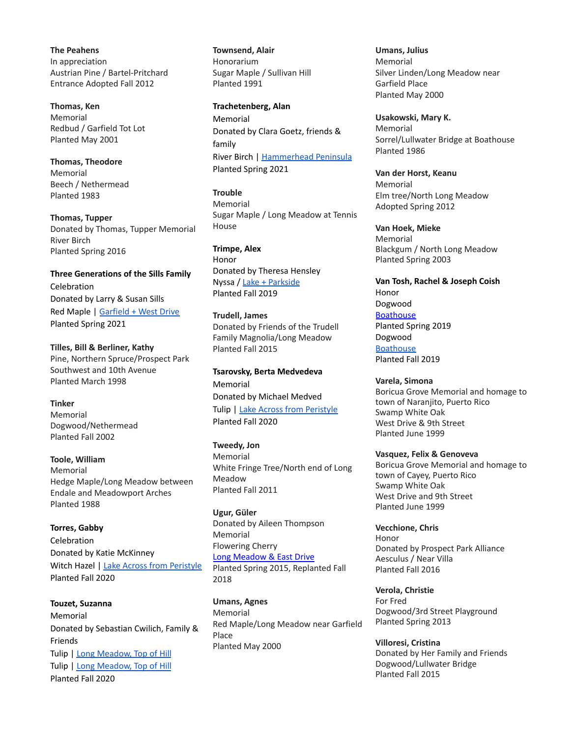**The Peahens**
In appreciation
Austrian Pine / Bartel-Pritchard Entrance Adopted Fall 2012

**Thomas, Ken**
Memorial
Redbud / Garfield Tot Lot
Planted May 2001

**Thomas, Theodore**
Memorial
Beech / Nethermead
Planted 1983

**Thomas, Tupper**
Donated by Thomas, Tupper Memorial
River Birch
Planted Spring 2016

**Three Generations of the Sills Family**
Celebration
Donated by Larry & Susan Sills
Red Maple | Garfield + West Drive
Planted Spring 2021

**Tilles, Bill & Berliner, Kathy**
Pine, Northern Spruce/Prospect Park Southwest and 10th Avenue
Planted March 1998

**Tinker**
Memorial
Dogwood/Nethermead
Planted Fall 2002

**Toole, William**
Memorial
Hedge Maple/Long Meadow between Endale and Meadowport Arches
Planted 1988

**Torres, Gabby**
Celebration
Donated by Katie McKinney
Witch Hazel | Lake Across from Peristyle
Planted Fall 2020

**Touzet, Suzanna**
Memorial
Donated by Sebastian Cwilich, Family & Friends
Tulip | Long Meadow, Top of Hill
Tulip | Long Meadow, Top of Hill
Planted Fall 2020

**Townsend, Alair**
Honorarium
Sugar Maple / Sullivan Hill
Planted 1991

**Trachetenberg, Alan**
Memorial
Donated by Clara Goetz, friends & family
River Birch | Hammerhead Peninsula
Planted Spring 2021

**Trouble**
Memorial
Sugar Maple / Long Meadow at Tennis House

**Trimpe, Alex**
Honor
Donated by Theresa Hensley
Nyssa / Lake + Parkside
Planted Fall 2019

**Trudell, James**
Donated by Friends of the Trudell Family Magnolia/Long Meadow
Planted Fall 2015

**Tsarovsky, Berta Medvedeva**
Memorial
Donated by Michael Medved
Tulip | Lake Across from Peristyle
Planted Fall 2020

**Tweedy, Jon**
Memorial
White Fringe Tree/North end of Long Meadow
Planted Fall 2011

**Ugur, Güler**
Donated by Aileen Thompson
Memorial
Flowering Cherry
Long Meadow & East Drive
Planted Spring 2015, Replanted Fall 2018

**Umans, Agnes**
Memorial
Red Maple/Long Meadow near Garfield Place
Planted May 2000

**Umans, Julius**
Memorial
Silver Linden/Long Meadow near Garfield Place
Planted May 2000

**Usakowski, Mary K.**
Memorial
Sorrel/Lullwater Bridge at Boathouse
Planted 1986

**Van der Horst, Keanu**
Memorial
Elm tree/North Long Meadow
Adopted Spring 2012

**Van Hoek, Mieke**
Memorial
Blackgum / North Long Meadow
Planted Spring 2003

**Van Tosh, Rachel & Joseph Coish**
Honor
Dogwood
Boathouse
Planted Spring 2019
Dogwood
Boathouse
Planted Fall 2019

**Varela, Simona**
Boricua Grove Memorial and homage to town of Naranjito, Puerto Rico
Swamp White Oak
West Drive & 9th Street
Planted June 1999

**Vasquez, Felix & Genoveva**
Boricua Grove Memorial and homage to town of Cayey, Puerto Rico
Swamp White Oak
West Drive and 9th Street
Planted June 1999

**Vecchione, Chris**
Honor
Donated by Prospect Park Alliance
Aesculus / Near Villa
Planted Fall 2016

**Verola, Christie**
For Fred
Dogwood/3rd Street Playground
Planted Spring 2013

**Villoresi, Cristina**
Donated by Her Family and Friends
Dogwood/Lullwater Bridge
Planted Fall 2015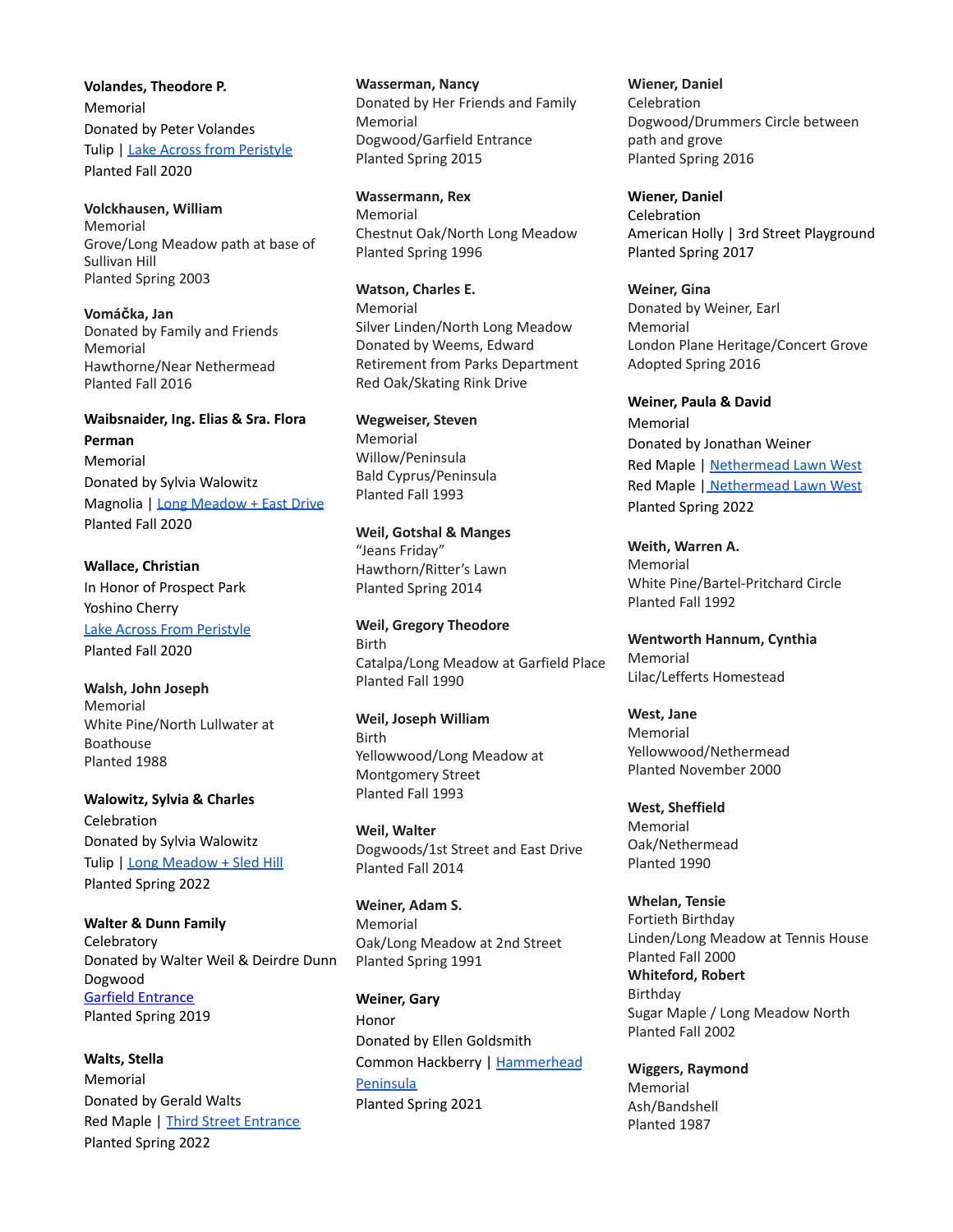**Volandes, Theodore P.**
Memorial
Donated by Peter Volandes
Tulip | Lake Across from Peristyle
Planted Fall 2020

**Volckhausen, William**
Memorial
Grove/Long Meadow path at base of Sullivan Hill
Planted Spring 2003

**Vomáčka, Jan**
Donated by Family and Friends
Memorial
Hawthorne/Near Nethermead
Planted Fall 2016

**Waibsnaider, Ing. Elias & Sra. Flora Perman**
Memorial
Donated by Sylvia Walowitz
Magnolia | Long Meadow + East Drive
Planted Fall 2020

**Wallace, Christian**
In Honor of Prospect Park
Yoshino Cherry
Lake Across From Peristyle
Planted Fall 2020

**Walsh, John Joseph**
Memorial
White Pine/North Lullwater at Boathouse
Planted 1988

**Walowitz, Sylvia & Charles**
Celebration
Donated by Sylvia Walowitz
Tulip | Long Meadow + Sled Hill
Planted Spring 2022

**Walter & Dunn Family**
Celebratory
Donated by Walter Weil & Deirdre Dunn
Dogwood
Garfield Entrance
Planted Spring 2019

**Walts, Stella**
Memorial
Donated by Gerald Walts
Red Maple | Third Street Entrance
Planted Spring 2022

**Wasserman, Nancy**
Donated by Her Friends and Family
Memorial
Dogwood/Garfield Entrance
Planted Spring 2015

**Wassermann, Rex**
Memorial
Chestnut Oak/North Long Meadow
Planted Spring 1996

**Watson, Charles E.**
Memorial
Silver Linden/North Long Meadow
Donated by Weems, Edward
Retirement from Parks Department
Red Oak/Skating Rink Drive

**Wegweiser, Steven**
Memorial
Willow/Peninsula
Bald Cyprus/Peninsula
Planted Fall 1993

**Weil, Gotshal & Manges**
"Jeans Friday"
Hawthorn/Ritter's Lawn
Planted Spring 2014

**Weil, Gregory Theodore**
Birth
Catalpa/Long Meadow at Garfield Place
Planted Fall 1990

**Weil, Joseph William**
Birth
Yellowwood/Long Meadow at Montgomery Street
Planted Fall 1993

**Weil, Walter**
Dogwoods/1st Street and East Drive
Planted Fall 2014

**Weiner, Adam S.**
Memorial
Oak/Long Meadow at 2nd Street
Planted Spring 1991

**Weiner, Gary**
Honor
Donated by Ellen Goldsmith
Common Hackberry | Hammerhead Peninsula
Planted Spring 2021

**Wiener, Daniel**
Celebration
Dogwood/Drummers Circle between path and grove
Planted Spring 2016

**Wiener, Daniel**
Celebration
American Holly | 3rd Street Playground
Planted Spring 2017

**Weiner, Gina**
Donated by Weiner, Earl
Memorial
London Plane Heritage/Concert Grove
Adopted Spring 2016

**Weiner, Paula & David**
Memorial
Donated by Jonathan Weiner
Red Maple | Nethermead Lawn West
Red Maple | Nethermead Lawn West
Planted Spring 2022

**Weith, Warren A.**
Memorial
White Pine/Bartel-Pritchard Circle
Planted Fall 1992

**Wentworth Hannum, Cynthia**
Memorial
Lilac/Lefferts Homestead

**West, Jane**
Memorial
Yellowwood/Nethermead
Planted November 2000

**West, Sheffield**
Memorial
Oak/Nethermead
Planted 1990

**Whelan, Tensie**
Fortieth Birthday
Linden/Long Meadow at Tennis House
Planted Fall 2000

**Whiteford, Robert**
Birthday
Sugar Maple / Long Meadow North
Planted Fall 2002

**Wiggers, Raymond**
Memorial
Ash/Bandshell
Planted 1987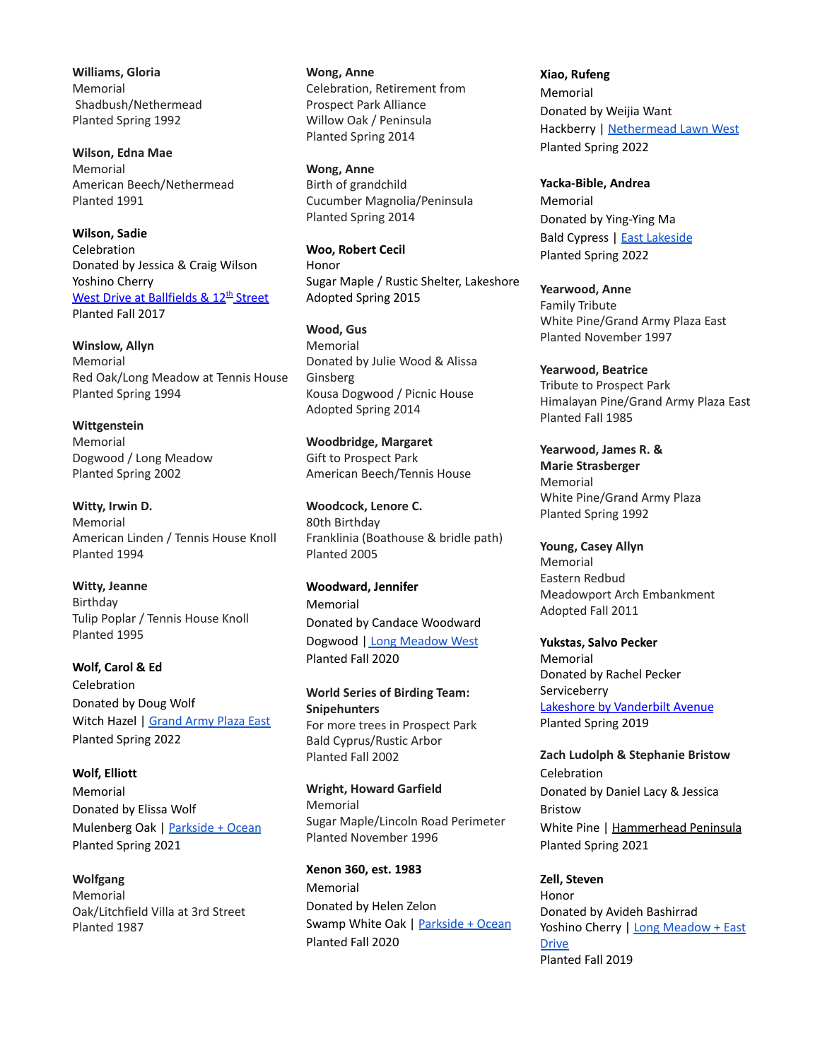**Williams, Gloria**
Memorial
Shadbush/Nethermead
Planted Spring 1992

**Wilson, Edna Mae**
Memorial
American Beech/Nethermead
Planted 1991

**Wilson, Sadie**
Celebration
Donated by Jessica & Craig Wilson
Yoshino Cherry
West Drive at Ballfields & 12th Street
Planted Fall 2017

**Winslow, Allyn**
Memorial
Red Oak/Long Meadow at Tennis House
Planted Spring 1994

**Wittgenstein**
Memorial
Dogwood / Long Meadow
Planted Spring 2002

**Witty, Irwin D.**
Memorial
American Linden / Tennis House Knoll
Planted 1994

**Witty, Jeanne**
Birthday
Tulip Poplar / Tennis House Knoll
Planted 1995

**Wolf, Carol & Ed**
Celebration
Donated by Doug Wolf
Witch Hazel | Grand Army Plaza East
Planted Spring 2022

**Wolf, Elliott**
Memorial
Donated by Elissa Wolf
Mulenberg Oak | Parkside + Ocean
Planted Spring 2021

**Wolfgang**
Memorial
Oak/Litchfield Villa at 3rd Street
Planted 1987

**Wong, Anne**
Celebration, Retirement from Prospect Park Alliance
Willow Oak / Peninsula
Planted Spring 2014

**Wong, Anne**
Birth of grandchild
Cucumber Magnolia/Peninsula
Planted Spring 2014

**Woo, Robert Cecil**
Honor
Sugar Maple / Rustic Shelter, Lakeshore
Adopted Spring 2015

**Wood, Gus**
Memorial
Donated by Julie Wood & Alissa Ginsberg
Kousa Dogwood / Picnic House
Adopted Spring 2014

**Woodbridge, Margaret**
Gift to Prospect Park
American Beech/Tennis House

**Woodcock, Lenore C.**
80th Birthday
Franklinia (Boathouse & bridle path)
Planted 2005

**Woodward, Jennifer**
Memorial
Donated by Candace Woodward
Dogwood | Long Meadow West
Planted Fall 2020

**World Series of Birding Team: Snipehunters**
For more trees in Prospect Park
Bald Cyprus/Rustic Arbor
Planted Fall 2002

**Wright, Howard Garfield**
Memorial
Sugar Maple/Lincoln Road Perimeter
Planted November 1996

**Xenon 360, est. 1983**
Memorial
Donated by Helen Zelon
Swamp White Oak | Parkside + Ocean
Planted Fall 2020

**Xiao, Rufeng**
Memorial
Donated by Weijia Want
Hackberry | Nethermead Lawn West
Planted Spring 2022

**Yacka-Bible, Andrea**
Memorial
Donated by Ying-Ying Ma
Bald Cypress | East Lakeside
Planted Spring 2022

**Yearwood, Anne**
Family Tribute
White Pine/Grand Army Plaza East
Planted November 1997

**Yearwood, Beatrice**
Tribute to Prospect Park
Himalayan Pine/Grand Army Plaza East
Planted Fall 1985

**Yearwood, James R. & Marie Strasberger**
Memorial
White Pine/Grand Army Plaza
Planted Spring 1992

**Young, Casey Allyn**
Memorial
Eastern Redbud
Meadowport Arch Embankment
Adopted Fall 2011

**Yukstas, Salvo Pecker**
Memorial
Donated by Rachel Pecker
Serviceberry
Lakeshore by Vanderbilt Avenue
Planted Spring 2019

**Zach Ludolph & Stephanie Bristow**
Celebration
Donated by Daniel Lacy & Jessica Bristow
White Pine | Hammerhead Peninsula
Planted Spring 2021

**Zell, Steven**
Honor
Donated by Avideh Bashirrad
Yoshino Cherry | Long Meadow + East Drive
Planted Fall 2019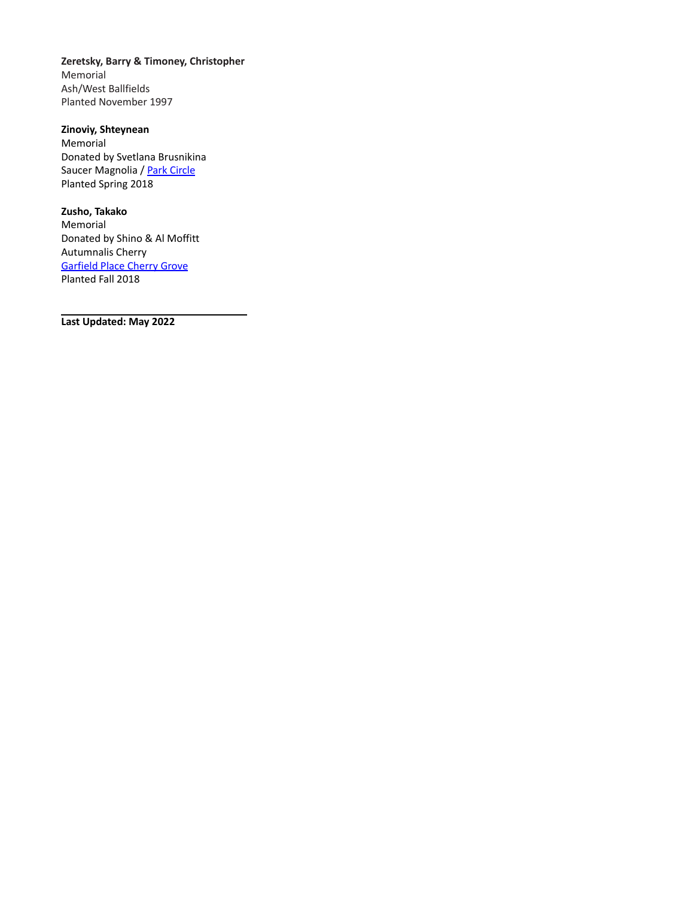**Zeretsky, Barry & Timoney, Christopher**
Memorial
Ash/West Ballfields
Planted November 1997

**Zinoviy, Shteynean**
Memorial
Donated by Svetlana Brusnikina
Saucer Magnolia / Park Circle
Planted Spring 2018

**Zusho, Takako**
Memorial
Donated by Shino & Al Moffitt
Autumnalis Cherry
Garfield Place Cherry Grove
Planted Fall 2018

---

**Last Updated: May 2022**